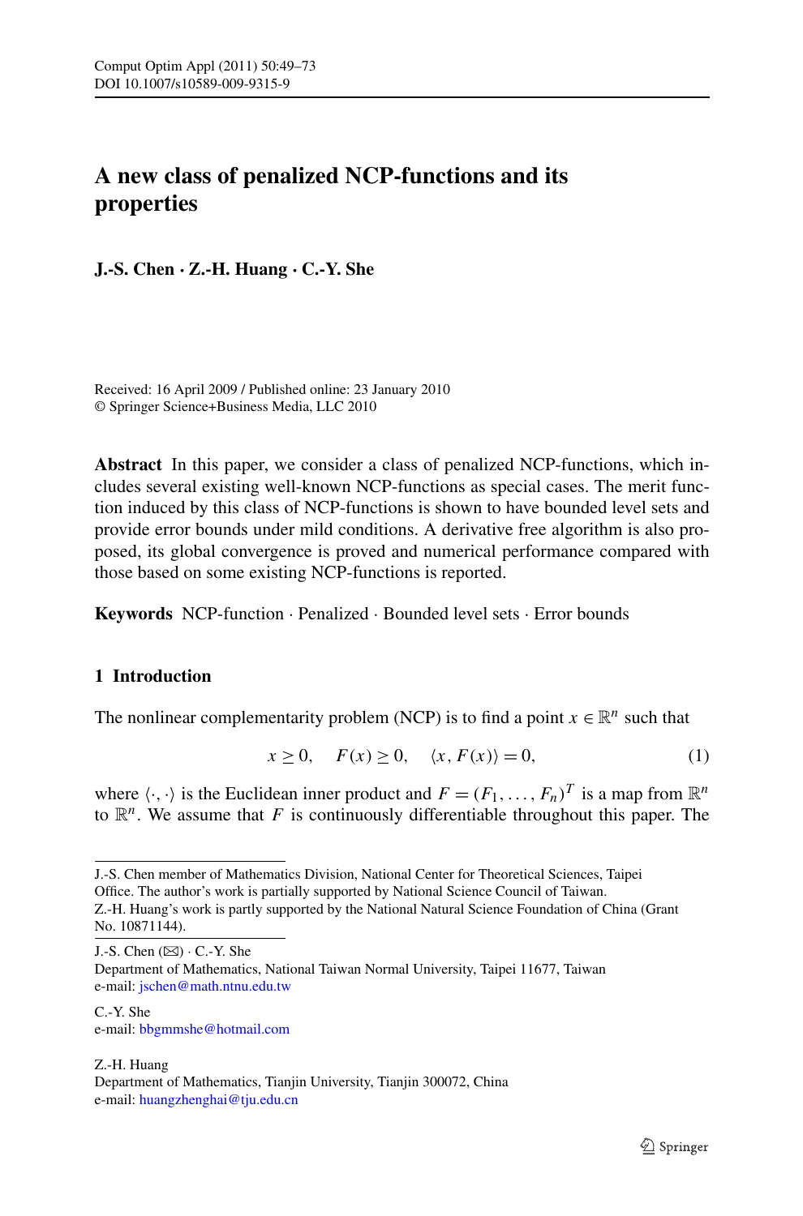# A new class of penalized NCP-functions and its properties

**J.-S. Chen · Z.-H. Huang · C.-Y. She**

Received: 16 April 2009 / Published online: 23 January 2010
© Springer Science+Business Media, LLC 2010

**Abstract** In this paper, we consider a class of penalized NCP-functions, which includes several existing well-known NCP-functions as special cases. The merit function induced by this class of NCP-functions is shown to have bounded level sets and provide error bounds under mild conditions. A derivative free algorithm is also proposed, its global convergence is proved and numerical performance compared with those based on some existing NCP-functions is reported.

**Keywords** NCP-function · Penalized · Bounded level sets · Error bounds

## 1 Introduction

The nonlinear complementarity problem (NCP) is to find a point $x \in \mathbb{R}^n$ such that

$$x \geq 0, \quad F(x) \geq 0, \quad \langle x, F(x) \rangle = 0, \tag{1}$$

where $\langle \cdot, \cdot \rangle$ is the Euclidean inner product and $F = (F_1, \ldots, F_n)^T$ is a map from $\mathbb{R}^n$ to $\mathbb{R}^n$. We assume that $F$ is continuously differentiable throughout this paper. The

---

J.-S. Chen member of Mathematics Division, National Center for Theoretical Sciences, Taipei Office. The author's work is partially supported by National Science Council of Taiwan.
Z.-H. Huang's work is partly supported by the National Natural Science Foundation of China (Grant No. 10871144).

J.-S. Chen (✉) · C.-Y. She
Department of Mathematics, National Taiwan Normal University, Taipei 11677, Taiwan
e-mail: jschen@math.ntnu.edu.tw

C.-Y. She
e-mail: bbgmmshe@hotmail.com

Z.-H. Huang
Department of Mathematics, Tianjin University, Tianjin 300072, China
e-mail: huangzhenghai@tju.edu.cn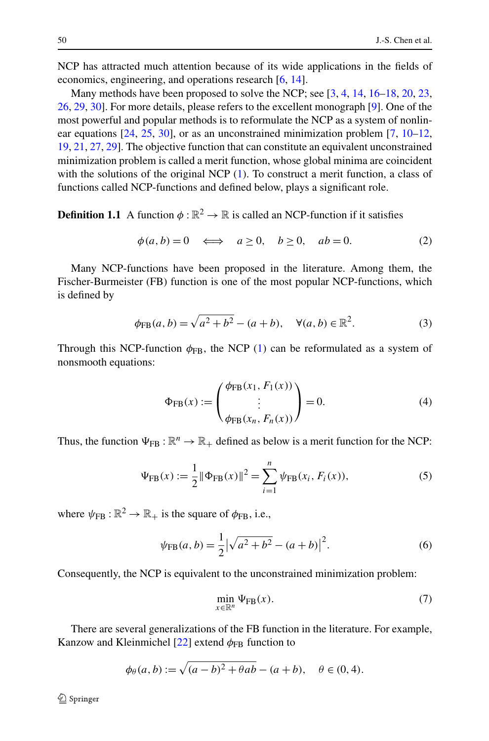NCP has attracted much attention because of its wide applications in the fields of economics, engineering, and operations research [6, 14].

Many methods have been proposed to solve the NCP; see [3, 4, 14, 16–18, 20, 23, 26, 29, 30]. For more details, please refers to the excellent monograph [9]. One of the most powerful and popular methods is to reformulate the NCP as a system of nonlinear equations [24, 25, 30], or as an unconstrained minimization problem [7, 10–12, 19, 21, 27, 29]. The objective function that can constitute an equivalent unconstrained minimization problem is called a merit function, whose global minima are coincident with the solutions of the original NCP (1). To construct a merit function, a class of functions called NCP-functions and defined below, plays a significant role.

**Definition 1.1** A function $\phi : \mathbb{R}^2 \to \mathbb{R}$ is called an NCP-function if it satisfies

$$\phi(a, b) = 0 \quad \Longleftrightarrow \quad a \geq 0, \quad b \geq 0, \quad ab = 0. \tag{2}$$

Many NCP-functions have been proposed in the literature. Among them, the Fischer-Burmeister (FB) function is one of the most popular NCP-functions, which is defined by

$$\phi_{\mathrm{FB}}(a, b) = \sqrt{a^2 + b^2} - (a + b), \quad \forall (a, b) \in \mathbb{R}^2. \tag{3}$$

Through this NCP-function $\phi_{\mathrm{FB}}$, the NCP (1) can be reformulated as a system of nonsmooth equations:

$$\Phi_{\mathrm{FB}}(x) := \begin{pmatrix} \phi_{\mathrm{FB}}(x_1, F_1(x)) \\ \vdots \\ \phi_{\mathrm{FB}}(x_n, F_n(x)) \end{pmatrix} = 0. \tag{4}$$

Thus, the function $\Psi_{\mathrm{FB}} : \mathbb{R}^n \to \mathbb{R}_+$ defined as below is a merit function for the NCP:

$$\Psi_{\mathrm{FB}}(x) := \frac{1}{2} \|\Phi_{\mathrm{FB}}(x)\|^2 = \sum_{i=1}^{n} \psi_{\mathrm{FB}}(x_i, F_i(x)), \tag{5}$$

where $\psi_{\mathrm{FB}} : \mathbb{R}^2 \to \mathbb{R}_+$ is the square of $\phi_{\mathrm{FB}}$, i.e.,

$$\psi_{\mathrm{FB}}(a, b) = \frac{1}{2} \left| \sqrt{a^2 + b^2} - (a + b) \right|^2. \tag{6}$$

Consequently, the NCP is equivalent to the unconstrained minimization problem:

$$\min_{x \in \mathbb{R}^n} \Psi_{\mathrm{FB}}(x). \tag{7}$$

There are several generalizations of the FB function in the literature. For example, Kanzow and Kleinmichel [22] extend $\phi_{\mathrm{FB}}$ function to

$$\phi_\theta(a, b) := \sqrt{(a - b)^2 + \theta ab} - (a + b), \quad \theta \in (0, 4).$$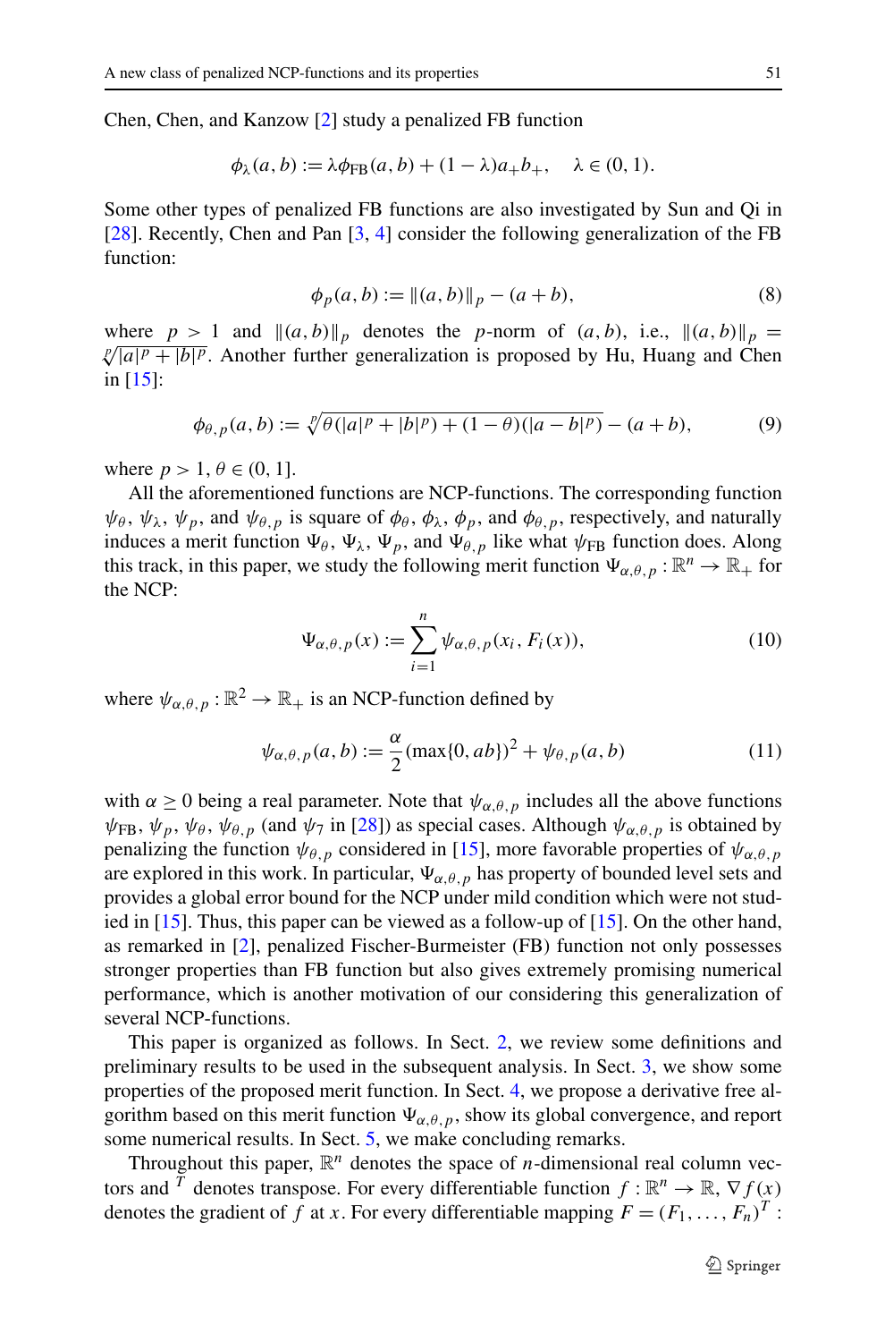Chen, Chen, and Kanzow [2] study a penalized FB function

$$\phi_\lambda(a,b) := \lambda\phi_{\mathrm{FB}}(a,b) + (1-\lambda)a_+b_+, \quad \lambda \in (0,1).$$

Some other types of penalized FB functions are also investigated by Sun and Qi in [28]. Recently, Chen and Pan [3, 4] consider the following generalization of the FB function:

$$\phi_p(a,b) := \|(a,b)\|_p - (a+b), \tag{8}$$

where $p > 1$ and $\|(a,b)\|_p$ denotes the $p$-norm of $(a,b)$, i.e., $\|(a,b)\|_p = \sqrt[p]{|a|^p + |b|^p}$. Another further generalization is proposed by Hu, Huang and Chen in [15]:

$$\phi_{\theta,p}(a,b) := \sqrt[p]{\theta(|a|^p + |b|^p) + (1-\theta)(|a-b|^p)} - (a+b), \tag{9}$$

where $p > 1$, $\theta \in (0,1]$.

All the aforementioned functions are NCP-functions. The corresponding function $\psi_\theta$, $\psi_\lambda$, $\psi_p$, and $\psi_{\theta,p}$ is square of $\phi_\theta$, $\phi_\lambda$, $\phi_p$, and $\phi_{\theta,p}$, respectively, and naturally induces a merit function $\Psi_\theta$, $\Psi_\lambda$, $\Psi_p$, and $\Psi_{\theta,p}$ like what $\psi_{\mathrm{FB}}$ function does. Along this track, in this paper, we study the following merit function $\Psi_{\alpha,\theta,p} : \mathbb{R}^n \to \mathbb{R}_+$ for the NCP:

$$\Psi_{\alpha,\theta,p}(x) := \sum_{i=1}^{n} \psi_{\alpha,\theta,p}(x_i, F_i(x)), \tag{10}$$

where $\psi_{\alpha,\theta,p} : \mathbb{R}^2 \to \mathbb{R}_+$ is an NCP-function defined by

$$\psi_{\alpha,\theta,p}(a,b) := \frac{\alpha}{2}(\max\{0, ab\})^2 + \psi_{\theta,p}(a,b) \tag{11}$$

with $\alpha \geq 0$ being a real parameter. Note that $\psi_{\alpha,\theta,p}$ includes all the above functions $\psi_{\mathrm{FB}}$, $\psi_p$, $\psi_\theta$, $\psi_{\theta,p}$ (and $\psi_7$ in [28]) as special cases. Although $\psi_{\alpha,\theta,p}$ is obtained by penalizing the function $\psi_{\theta,p}$ considered in [15], more favorable properties of $\psi_{\alpha,\theta,p}$ are explored in this work. In particular, $\Psi_{\alpha,\theta,p}$ has property of bounded level sets and provides a global error bound for the NCP under mild condition which were not studied in [15]. Thus, this paper can be viewed as a follow-up of [15]. On the other hand, as remarked in [2], penalized Fischer-Burmeister (FB) function not only possesses stronger properties than FB function but also gives extremely promising numerical performance, which is another motivation of our considering this generalization of several NCP-functions.

This paper is organized as follows. In Sect. 2, we review some definitions and preliminary results to be used in the subsequent analysis. In Sect. 3, we show some properties of the proposed merit function. In Sect. 4, we propose a derivative free algorithm based on this merit function $\Psi_{\alpha,\theta,p}$, show its global convergence, and report some numerical results. In Sect. 5, we make concluding remarks.

Throughout this paper, $\mathbb{R}^n$ denotes the space of $n$-dimensional real column vectors and $^T$ denotes transpose. For every differentiable function $f : \mathbb{R}^n \to \mathbb{R}$, $\nabla f(x)$ denotes the gradient of $f$ at $x$. For every differentiable mapping $F = (F_1, \ldots, F_n)^T :$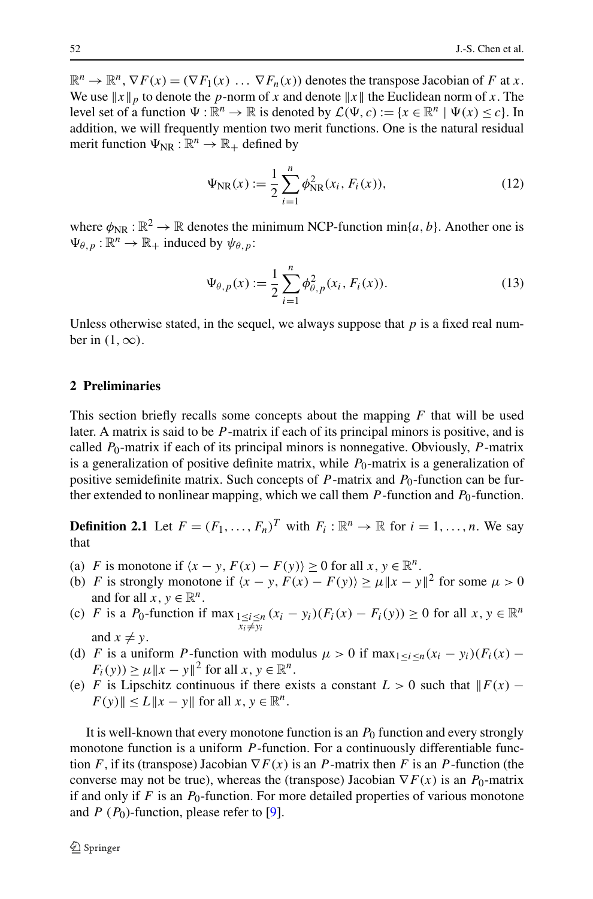$\mathbb{R}^n \to \mathbb{R}^n$, $\nabla F(x) = (\nabla F_1(x) \ \ldots \ \nabla F_n(x))$ denotes the transpose Jacobian of $F$ at $x$. We use $\|x\|_p$ to denote the $p$-norm of $x$ and denote $\|x\|$ the Euclidean norm of $x$. The level set of a function $\Psi : \mathbb{R}^n \to \mathbb{R}$ is denoted by $\mathcal{L}(\Psi, c) := \{x \in \mathbb{R}^n \mid \Psi(x) \le c\}$. In addition, we will frequently mention two merit functions. One is the natural residual merit function $\Psi_{\text{NR}} : \mathbb{R}^n \to \mathbb{R}_+$ defined by

$$\Psi_{\text{NR}}(x) := \frac{1}{2} \sum_{i=1}^{n} \phi_{\text{NR}}^2(x_i, F_i(x)), \tag{12}$$

where $\phi_{\text{NR}} : \mathbb{R}^2 \to \mathbb{R}$ denotes the minimum NCP-function $\min\{a, b\}$. Another one is $\Psi_{\theta,p} : \mathbb{R}^n \to \mathbb{R}_+$ induced by $\psi_{\theta,p}$:

$$\Psi_{\theta,p}(x) := \frac{1}{2} \sum_{i=1}^{n} \phi_{\theta,p}^2(x_i, F_i(x)). \tag{13}$$

Unless otherwise stated, in the sequel, we always suppose that $p$ is a fixed real number in $(1, \infty)$.

## 2 Preliminaries

This section briefly recalls some concepts about the mapping $F$ that will be used later. A matrix is said to be $P$-matrix if each of its principal minors is positive, and is called $P_0$-matrix if each of its principal minors is nonnegative. Obviously, $P$-matrix is a generalization of positive definite matrix, while $P_0$-matrix is a generalization of positive semidefinite matrix. Such concepts of $P$-matrix and $P_0$-function can be further extended to nonlinear mapping, which we call them $P$-function and $P_0$-function.

**Definition 2.1** Let $F = (F_1, \ldots, F_n)^T$ with $F_i : \mathbb{R}^n \to \mathbb{R}$ for $i = 1, \ldots, n$. We say that

(a) $F$ is monotone if $\langle x - y, F(x) - F(y) \rangle \ge 0$ for all $x, y \in \mathbb{R}^n$.
(b) $F$ is strongly monotone if $\langle x - y, F(x) - F(y) \rangle \ge \mu \|x - y\|^2$ for some $\mu > 0$ and for all $x, y \in \mathbb{R}^n$.
(c) $F$ is a $P_0$-function if $\max_{\substack{1 \le i \le n \\ x_i \ne y_i}} (x_i - y_i)(F_i(x) - F_i(y)) \ge 0$ for all $x, y \in \mathbb{R}^n$ and $x \ne y$.
(d) $F$ is a uniform $P$-function with modulus $\mu > 0$ if $\max_{1 \le i \le n} (x_i - y_i)(F_i(x) - F_i(y)) \ge \mu \|x - y\|^2$ for all $x, y \in \mathbb{R}^n$.
(e) $F$ is Lipschitz continuous if there exists a constant $L > 0$ such that $\|F(x) - F(y)\| \le L \|x - y\|$ for all $x, y \in \mathbb{R}^n$.

It is well-known that every monotone function is an $P_0$ function and every strongly monotone function is a uniform $P$-function. For a continuously differentiable function $F$, if its (transpose) Jacobian $\nabla F(x)$ is an $P$-matrix then $F$ is an $P$-function (the converse may not be true), whereas the (transpose) Jacobian $\nabla F(x)$ is an $P_0$-matrix if and only if $F$ is an $P_0$-function. For more detailed properties of various monotone and $P$ ($P_0$)-function, please refer to [9].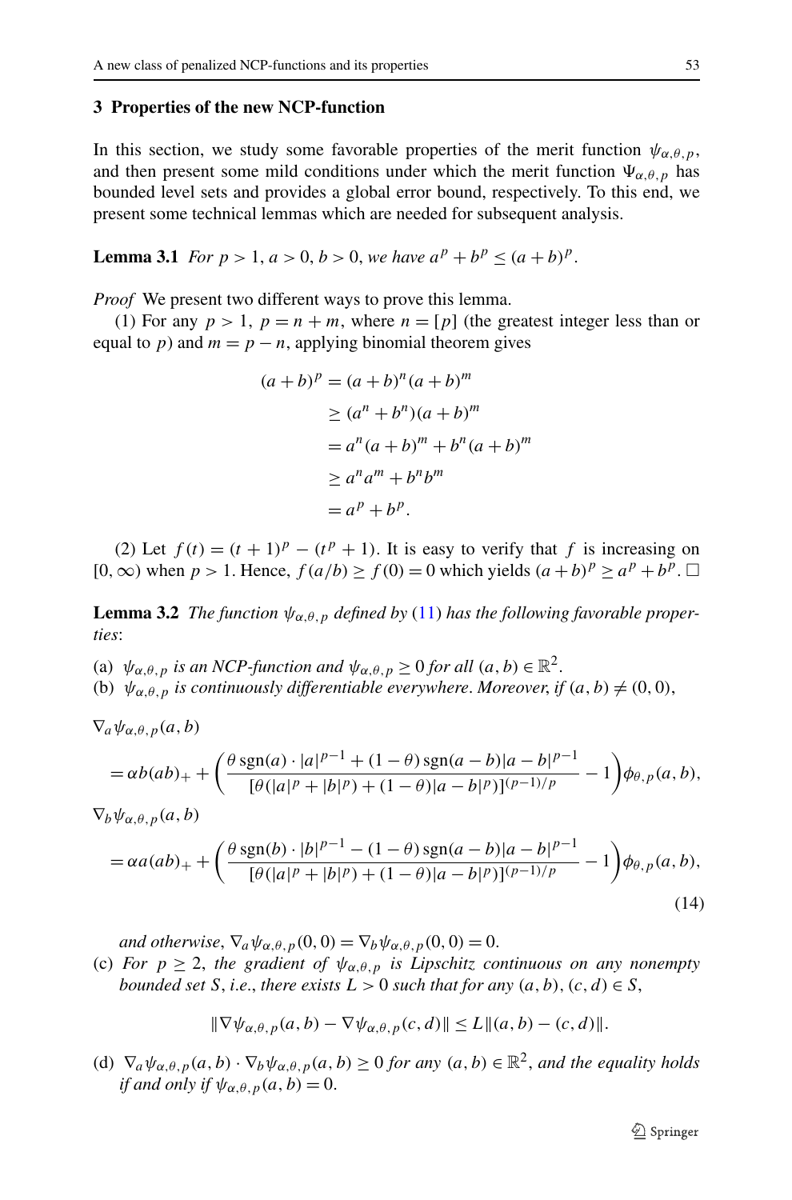## 3 Properties of the new NCP-function

In this section, we study some favorable properties of the merit function $\psi_{\alpha,\theta,p}$, and then present some mild conditions under which the merit function $\Psi_{\alpha,\theta,p}$ has bounded level sets and provides a global error bound, respectively. To this end, we present some technical lemmas which are needed for subsequent analysis.

**Lemma 3.1** *For $p > 1$, $a > 0$, $b > 0$, we have $a^p + b^p \le (a+b)^p$.*

*Proof* We present two different ways to prove this lemma.

(1) For any $p > 1$, $p = n + m$, where $n = [p]$ (the greatest integer less than or equal to $p$) and $m = p - n$, applying binomial theorem gives

$$
\begin{aligned}
(a+b)^p &= (a+b)^n (a+b)^m \\
&\ge (a^n + b^n)(a+b)^m \\
&= a^n (a+b)^m + b^n (a+b)^m \\
&\ge a^n a^m + b^n b^m \\
&= a^p + b^p.
\end{aligned}
$$

(2) Let $f(t) = (t+1)^p - (t^p + 1)$. It is easy to verify that $f$ is increasing on $[0, \infty)$ when $p > 1$. Hence, $f(a/b) \ge f(0) = 0$ which yields $(a+b)^p \ge a^p + b^p$. □

**Lemma 3.2** *The function $\psi_{\alpha,\theta,p}$ defined by* (11) *has the following favorable properties*:

(a) *$\psi_{\alpha,\theta,p}$ is an NCP-function and $\psi_{\alpha,\theta,p} \ge 0$ for all $(a,b) \in \mathbb{R}^2$.*
(b) *$\psi_{\alpha,\theta,p}$ is continuously differentiable everywhere. Moreover, if $(a,b) \ne (0,0)$,*

$$
\begin{aligned}
&\nabla_a \psi_{\alpha,\theta,p}(a,b) \\
&\quad = \alpha b (ab)_+ + \left( \frac{\theta \operatorname{sgn}(a) \cdot |a|^{p-1} + (1-\theta)\operatorname{sgn}(a-b)|a-b|^{p-1}}{[\theta(|a|^p + |b|^p) + (1-\theta)|a-b|^p]^{(p-1)/p}} - 1 \right) \phi_{\theta,p}(a,b), \\
&\nabla_b \psi_{\alpha,\theta,p}(a,b) \\
&\quad = \alpha a (ab)_+ + \left( \frac{\theta \operatorname{sgn}(b) \cdot |b|^{p-1} - (1-\theta)\operatorname{sgn}(a-b)|a-b|^{p-1}}{[\theta(|a|^p + |b|^p) + (1-\theta)|a-b|^p]^{(p-1)/p}} - 1 \right) \phi_{\theta,p}(a,b),
\end{aligned}
\tag{14}
$$

*and otherwise, $\nabla_a \psi_{\alpha,\theta,p}(0,0) = \nabla_b \psi_{\alpha,\theta,p}(0,0) = 0$.*

(c) *For $p \ge 2$, the gradient of $\psi_{\alpha,\theta,p}$ is Lipschitz continuous on any nonempty bounded set $S$, i.e., there exists $L > 0$ such that for any $(a,b), (c,d) \in S$,*

$$
\|\nabla \psi_{\alpha,\theta,p}(a,b) - \nabla \psi_{\alpha,\theta,p}(c,d)\| \le L \|(a,b) - (c,d)\|.
$$

(d) *$\nabla_a \psi_{\alpha,\theta,p}(a,b) \cdot \nabla_b \psi_{\alpha,\theta,p}(a,b) \ge 0$ for any $(a,b) \in \mathbb{R}^2$, and the equality holds if and only if $\psi_{\alpha,\theta,p}(a,b) = 0$.*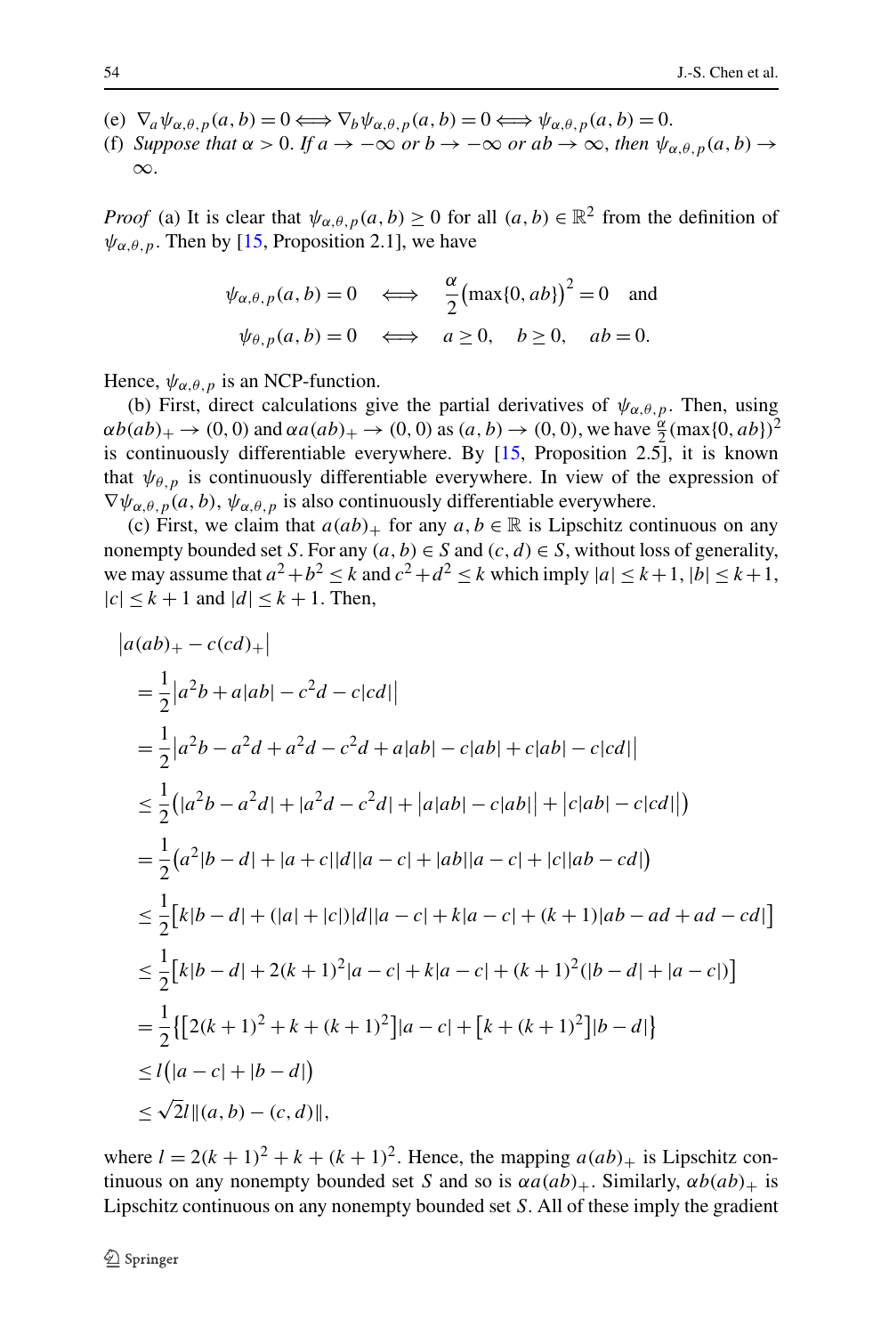(e) $\nabla_a \psi_{\alpha,\theta,p}(a,b) = 0 \Longleftrightarrow \nabla_b \psi_{\alpha,\theta,p}(a,b) = 0 \Longleftrightarrow \psi_{\alpha,\theta,p}(a,b) = 0$.

(f) *Suppose that* $\alpha > 0$. *If* $a \to -\infty$ *or* $b \to -\infty$ *or* $ab \to \infty$, *then* $\psi_{\alpha,\theta,p}(a,b) \to \infty$.

*Proof* (a) It is clear that $\psi_{\alpha,\theta,p}(a,b) \geq 0$ for all $(a,b) \in \mathbb{R}^2$ from the definition of $\psi_{\alpha,\theta,p}$. Then by [15, Proposition 2.1], we have

$$\psi_{\alpha,\theta,p}(a,b) = 0 \quad \Longleftrightarrow \quad \frac{\alpha}{2}\big(\max\{0,ab\}\big)^2 = 0 \quad \text{and}$$
$$\psi_{\theta,p}(a,b) = 0 \quad \Longleftrightarrow \quad a \geq 0, \quad b \geq 0, \quad ab = 0.$$

Hence, $\psi_{\alpha,\theta,p}$ is an NCP-function.

(b) First, direct calculations give the partial derivatives of $\psi_{\alpha,\theta,p}$. Then, using $\alpha b(ab)_+ \to (0,0)$ and $\alpha a(ab)_+ \to (0,0)$ as $(a,b) \to (0,0)$, we have $\frac{\alpha}{2}(\max\{0,ab\})^2$ is continuously differentiable everywhere. By [15, Proposition 2.5], it is known that $\psi_{\theta,p}$ is continuously differentiable everywhere. In view of the expression of $\nabla\psi_{\alpha,\theta,p}(a,b)$, $\psi_{\alpha,\theta,p}$ is also continuously differentiable everywhere.

(c) First, we claim that $a(ab)_+$ for any $a,b \in \mathbb{R}$ is Lipschitz continuous on any nonempty bounded set $S$. For any $(a,b) \in S$ and $(c,d) \in S$, without loss of generality, we may assume that $a^2+b^2 \leq k$ and $c^2+d^2 \leq k$ which imply $|a| \leq k+1$, $|b| \leq k+1$, $|c| \leq k+1$ and $|d| \leq k+1$. Then,

$$\begin{aligned}
&\big|a(ab)_+ - c(cd)_+\big| \\
&= \frac{1}{2}\big|a^2b + a|ab| - c^2d - c|cd|\big| \\
&= \frac{1}{2}\big|a^2b - a^2d + a^2d - c^2d + a|ab| - c|ab| + c|ab| - c|cd|\big| \\
&\leq \frac{1}{2}\big(|a^2b - a^2d| + |a^2d - c^2d| + \big|a|ab| - c|ab|\big| + \big|c|ab| - c|cd|\big|\big) \\
&= \frac{1}{2}\big(a^2|b-d| + |a+c||d||a-c| + |ab||a-c| + |c||ab-cd|\big) \\
&\leq \frac{1}{2}\big[k|b-d| + (|a|+|c|)|d||a-c| + k|a-c| + (k+1)|ab - ad + ad - cd|\big] \\
&\leq \frac{1}{2}\big[k|b-d| + 2(k+1)^2|a-c| + k|a-c| + (k+1)^2(|b-d| + |a-c|)\big] \\
&= \frac{1}{2}\big\{\big[2(k+1)^2 + k + (k+1)^2\big]|a-c| + \big[k + (k+1)^2\big]|b-d|\big\} \\
&\leq l\big(|a-c| + |b-d|\big) \\
&\leq \sqrt{2}l\|(a,b) - (c,d)\|,
\end{aligned}$$

where $l = 2(k+1)^2 + k + (k+1)^2$. Hence, the mapping $a(ab)_+$ is Lipschitz continuous on any nonempty bounded set $S$ and so is $\alpha a(ab)_+$. Similarly, $\alpha b(ab)_+$ is Lipschitz continuous on any nonempty bounded set $S$. All of these imply the gradient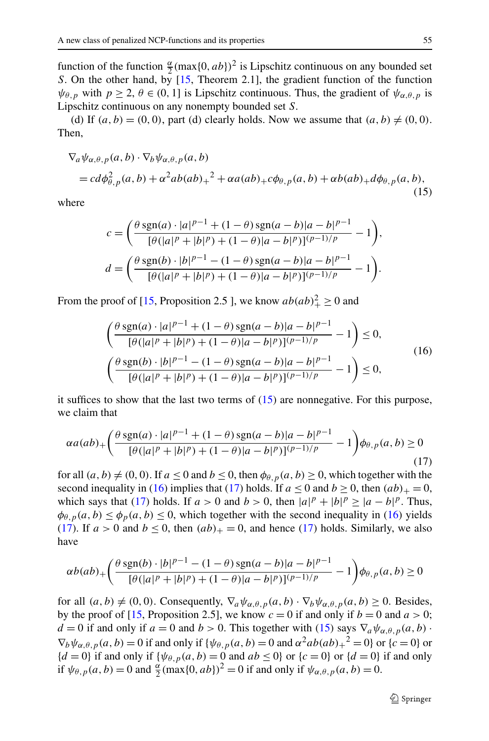function of the function $\frac{\alpha}{2}(\max\{0, ab\})^2$ is Lipschitz continuous on any bounded set $S$. On the other hand, by [15, Theorem 2.1], the gradient function of the function $\psi_{\theta,p}$ with $p \geq 2$, $\theta \in (0, 1]$ is Lipschitz continuous. Thus, the gradient of $\psi_{\alpha,\theta,p}$ is Lipschitz continuous on any nonempty bounded set $S$.

(d) If $(a, b) = (0, 0)$, part (d) clearly holds. Now we assume that $(a, b) \neq (0, 0)$. Then,

$$
\begin{aligned}
&\nabla_a \psi_{\alpha,\theta,p}(a, b) \cdot \nabla_b \psi_{\alpha,\theta,p}(a, b) \\
&\quad = cd\phi_{\theta,p}^2(a, b) + \alpha^2 ab(ab)_+{}^2 + \alpha a(ab)_+ c\phi_{\theta,p}(a, b) + \alpha b(ab)_+ d\phi_{\theta,p}(a, b),
\end{aligned} \tag{15}
$$

where

$$
c = \left(\frac{\theta\,\mathrm{sgn}(a) \cdot |a|^{p-1} + (1-\theta)\,\mathrm{sgn}(a-b)|a-b|^{p-1}}{[\theta(|a|^p + |b|^p) + (1-\theta)|a-b|^p)]^{(p-1)/p}} - 1\right),
$$

$$
d = \left(\frac{\theta\,\mathrm{sgn}(b) \cdot |b|^{p-1} - (1-\theta)\,\mathrm{sgn}(a-b)|a-b|^{p-1}}{[\theta(|a|^p + |b|^p) + (1-\theta)|a-b|^p)]^{(p-1)/p}} - 1\right).
$$

From the proof of [15, Proposition 2.5 ], we know $ab(ab)_+^2 \geq 0$ and

$$
\begin{aligned}
&\left(\frac{\theta\,\mathrm{sgn}(a) \cdot |a|^{p-1} + (1-\theta)\,\mathrm{sgn}(a-b)|a-b|^{p-1}}{[\theta(|a|^p + |b|^p) + (1-\theta)|a-b|^p)]^{(p-1)/p}} - 1\right) \leq 0, \\
&\left(\frac{\theta\,\mathrm{sgn}(b) \cdot |b|^{p-1} - (1-\theta)\,\mathrm{sgn}(a-b)|a-b|^{p-1}}{[\theta(|a|^p + |b|^p) + (1-\theta)|a-b|^p)]^{(p-1)/p}} - 1\right) \leq 0,
\end{aligned} \tag{16}
$$

it suffices to show that the last two terms of (15) are nonnegative. For this purpose, we claim that

$$
\alpha a(ab)_+ \left(\frac{\theta\,\mathrm{sgn}(a) \cdot |a|^{p-1} + (1-\theta)\,\mathrm{sgn}(a-b)|a-b|^{p-1}}{[\theta(|a|^p + |b|^p) + (1-\theta)|a-b|^p)]^{(p-1)/p}} - 1\right)\phi_{\theta,p}(a, b) \geq 0 \tag{17}
$$

for all $(a, b) \neq (0, 0)$. If $a \leq 0$ and $b \leq 0$, then $\phi_{\theta,p}(a, b) \geq 0$, which together with the second inequality in (16) implies that (17) holds. If $a \leq 0$ and $b \geq 0$, then $(ab)_+ = 0$, which says that (17) holds. If $a > 0$ and $b > 0$, then $|a|^p + |b|^p \geq |a-b|^p$. Thus, $\phi_{\theta,p}(a, b) \leq \phi_p(a, b) \leq 0$, which together with the second inequality in (16) yields (17). If $a > 0$ and $b \leq 0$, then $(ab)_+ = 0$, and hence (17) holds. Similarly, we also have

$$
\alpha b(ab)_+ \left(\frac{\theta\,\mathrm{sgn}(b) \cdot |b|^{p-1} - (1-\theta)\,\mathrm{sgn}(a-b)|a-b|^{p-1}}{[\theta(|a|^p + |b|^p) + (1-\theta)|a-b|^p)]^{(p-1)/p}} - 1\right)\phi_{\theta,p}(a, b) \geq 0
$$

for all $(a, b) \neq (0, 0)$. Consequently, $\nabla_a \psi_{\alpha,\theta,p}(a, b) \cdot \nabla_b \psi_{\alpha,\theta,p}(a, b) \geq 0$. Besides, by the proof of [15, Proposition 2.5], we know $c = 0$ if and only if $b = 0$ and $a > 0$; $d = 0$ if and only if $a = 0$ and $b > 0$. This together with (15) says $\nabla_a \psi_{\alpha,\theta,p}(a, b) \cdot \nabla_b \psi_{\alpha,\theta,p}(a, b) = 0$ if and only if $\{\psi_{\theta,p}(a, b) = 0$ and $\alpha^2 ab(ab)_+{}^2 = 0\}$ or $\{c = 0\}$ or $\{d = 0\}$ if and only if $\{\psi_{\theta,p}(a, b) = 0$ and $ab \leq 0\}$ or $\{c = 0\}$ or $\{d = 0\}$ if and only if $\psi_{\theta,p}(a, b) = 0$ and $\frac{\alpha}{2}(\max\{0, ab\})^2 = 0$ if and only if $\psi_{\alpha,\theta,p}(a, b) = 0$.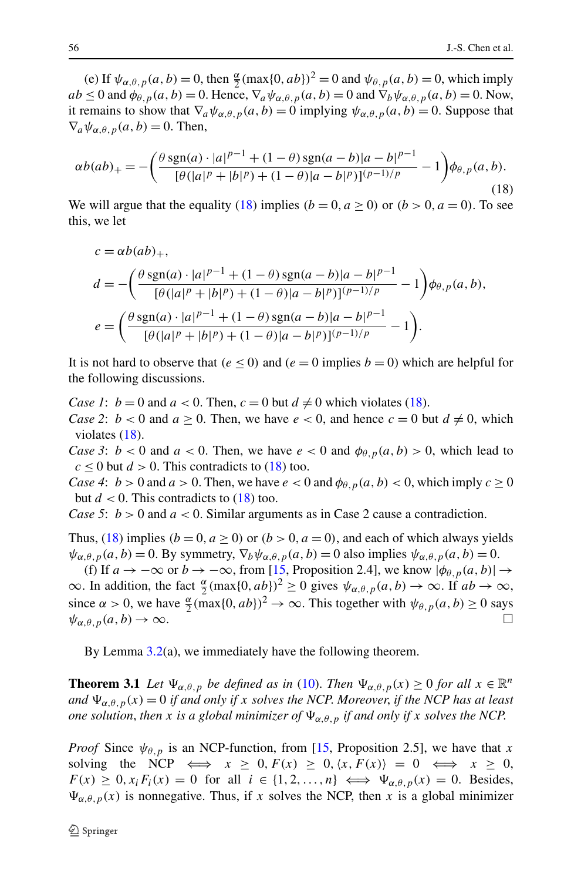(e) If $\psi_{\alpha,\theta,p}(a,b)=0$, then $\frac{\alpha}{2}(\max\{0,ab\})^2=0$ and $\psi_{\theta,p}(a,b)=0$, which imply $ab\le 0$ and $\phi_{\theta,p}(a,b)=0$. Hence, $\nabla_a\psi_{\alpha,\theta,p}(a,b)=0$ and $\nabla_b\psi_{\alpha,\theta,p}(a,b)=0$. Now, it remains to show that $\nabla_a\psi_{\alpha,\theta,p}(a,b)=0$ implying $\psi_{\alpha,\theta,p}(a,b)=0$. Suppose that $\nabla_a\psi_{\alpha,\theta,p}(a,b)=0$. Then,

$$\alpha b(ab)_+ = -\left(\frac{\theta\,\mathrm{sgn}(a)\cdot|a|^{p-1}+(1-\theta)\,\mathrm{sgn}(a-b)|a-b|^{p-1}}{[\theta(|a|^p+|b|^p)+(1-\theta)|a-b|^p)]^{(p-1)/p}}-1\right)\phi_{\theta,p}(a,b). \tag{18}$$

We will argue that the equality (18) implies $(b=0, a\ge 0)$ or $(b>0, a=0)$. To see this, we let

$$c=\alpha b(ab)_+,$$
$$d=-\left(\frac{\theta\,\mathrm{sgn}(a)\cdot|a|^{p-1}+(1-\theta)\,\mathrm{sgn}(a-b)|a-b|^{p-1}}{[\theta(|a|^p+|b|^p)+(1-\theta)|a-b|^p)]^{(p-1)/p}}-1\right)\phi_{\theta,p}(a,b),$$
$$e=\left(\frac{\theta\,\mathrm{sgn}(a)\cdot|a|^{p-1}+(1-\theta)\,\mathrm{sgn}(a-b)|a-b|^{p-1}}{[\theta(|a|^p+|b|^p)+(1-\theta)|a-b|^p)]^{(p-1)/p}}-1\right).$$

It is not hard to observe that $(e\le 0)$ and ($e=0$ implies $b=0$) which are helpful for the following discussions.

*Case 1*: $b=0$ and $a<0$. Then, $c=0$ but $d\ne 0$ which violates (18).
*Case 2*: $b<0$ and $a\ge 0$. Then, we have $e<0$, and hence $c=0$ but $d\ne 0$, which violates (18).
*Case 3*: $b<0$ and $a<0$. Then, we have $e<0$ and $\phi_{\theta,p}(a,b)>0$, which lead to $c\le 0$ but $d>0$. This contradicts to (18) too.
*Case 4*: $b>0$ and $a>0$. Then, we have $e<0$ and $\phi_{\theta,p}(a,b)<0$, which imply $c\ge 0$ but $d<0$. This contradicts to (18) too.
*Case 5*: $b>0$ and $a<0$. Similar arguments as in Case 2 cause a contradiction.

Thus, (18) implies $(b=0, a\ge 0)$ or $(b>0, a=0)$, and each of which always yields $\psi_{\alpha,\theta,p}(a,b)=0$. By symmetry, $\nabla_b\psi_{\alpha,\theta,p}(a,b)=0$ also implies $\psi_{\alpha,\theta,p}(a,b)=0$.

(f) If $a\to-\infty$ or $b\to-\infty$, from [15, Proposition 2.4], we know $|\phi_{\theta,p}(a,b)|\to\infty$. In addition, the fact $\frac{\alpha}{2}(\max\{0,ab\})^2\ge 0$ gives $\psi_{\alpha,\theta,p}(a,b)\to\infty$. If $ab\to\infty$, since $\alpha>0$, we have $\frac{\alpha}{2}(\max\{0,ab\})^2\to\infty$. This together with $\psi_{\theta,p}(a,b)\ge 0$ says $\psi_{\alpha,\theta,p}(a,b)\to\infty$. □

By Lemma 3.2(a), we immediately have the following theorem.

**Theorem 3.1** *Let $\Psi_{\alpha,\theta,p}$ be defined as in (10). Then $\Psi_{\alpha,\theta,p}(x)\ge 0$ for all $x\in\mathbb{R}^n$ and $\Psi_{\alpha,\theta,p}(x)=0$ if and only if $x$ solves the NCP. Moreover, if the NCP has at least one solution, then $x$ is a global minimizer of $\Psi_{\alpha,\theta,p}$ if and only if $x$ solves the NCP.*

*Proof* Since $\psi_{\theta,p}$ is an NCP-function, from [15, Proposition 2.5], we have that $x$ solving the NCP $\iff$ $x\ge 0, F(x)\ge 0, \langle x,F(x)\rangle=0$ $\iff$ $x\ge 0$, $F(x)\ge 0, x_iF_i(x)=0$ for all $i\in\{1,2,\ldots,n\}$ $\iff$ $\Psi_{\alpha,\theta,p}(x)=0$. Besides, $\Psi_{\alpha,\theta,p}(x)$ is nonnegative. Thus, if $x$ solves the NCP, then $x$ is a global minimizer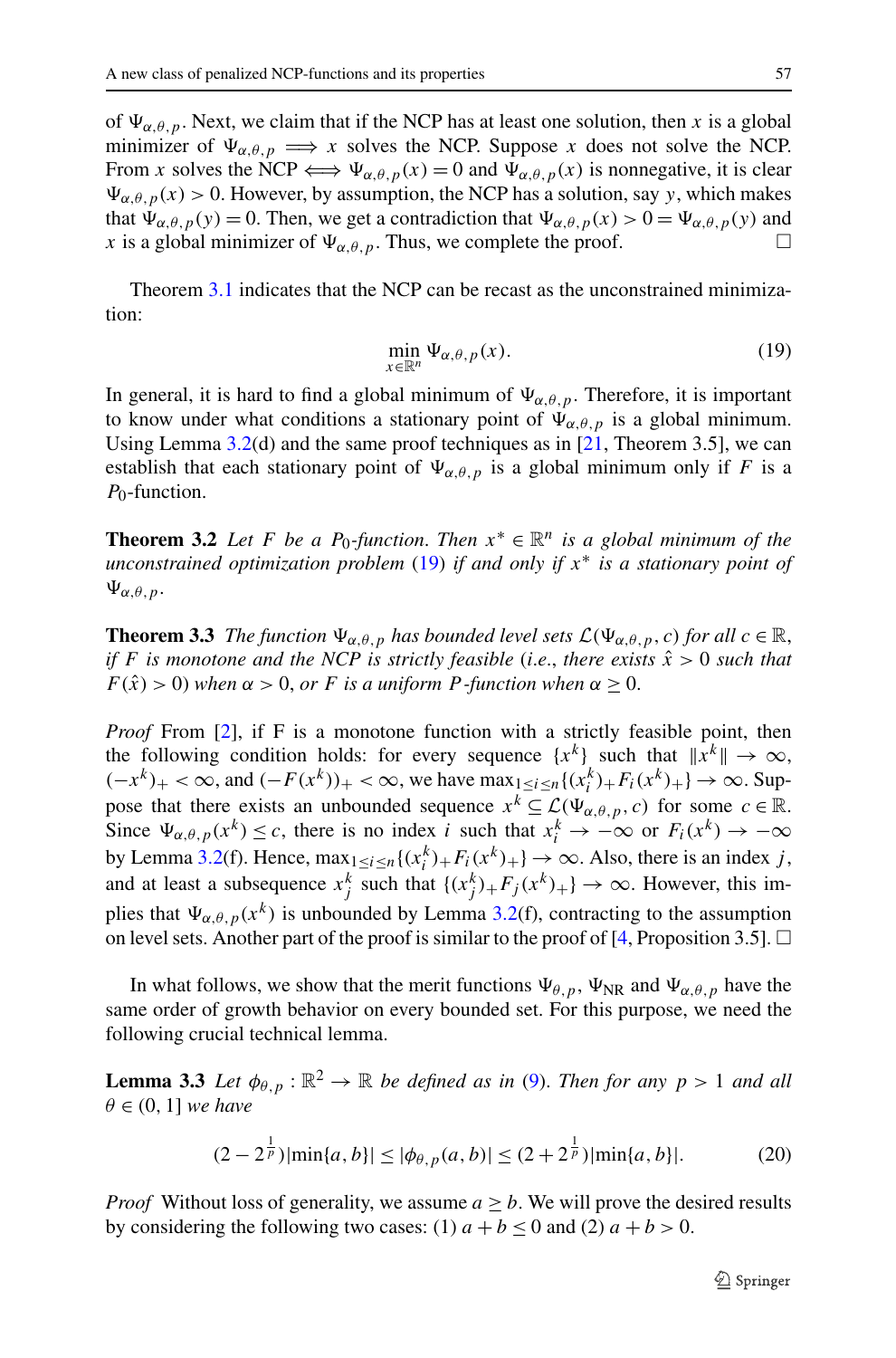of $\Psi_{\alpha,\theta,p}$. Next, we claim that if the NCP has at least one solution, then $x$ is a global minimizer of $\Psi_{\alpha,\theta,p} \implies x$ solves the NCP. Suppose $x$ does not solve the NCP. From $x$ solves the NCP $\iff \Psi_{\alpha,\theta,p}(x) = 0$ and $\Psi_{\alpha,\theta,p}(x)$ is nonnegative, it is clear $\Psi_{\alpha,\theta,p}(x) > 0$. However, by assumption, the NCP has a solution, say $y$, which makes that $\Psi_{\alpha,\theta,p}(y) = 0$. Then, we get a contradiction that $\Psi_{\alpha,\theta,p}(x) > 0 = \Psi_{\alpha,\theta,p}(y)$ and $x$ is a global minimizer of $\Psi_{\alpha,\theta,p}$. Thus, we complete the proof. □

Theorem 3.1 indicates that the NCP can be recast as the unconstrained minimization:

$$\min_{x \in \mathbb{R}^n} \Psi_{\alpha,\theta,p}(x). \tag{19}$$

In general, it is hard to find a global minimum of $\Psi_{\alpha,\theta,p}$. Therefore, it is important to know under what conditions a stationary point of $\Psi_{\alpha,\theta,p}$ is a global minimum. Using Lemma 3.2(d) and the same proof techniques as in [21, Theorem 3.5], we can establish that each stationary point of $\Psi_{\alpha,\theta,p}$ is a global minimum only if $F$ is a $P_0$-function.

**Theorem 3.2** *Let $F$ be a $P_0$-function. Then $x^* \in \mathbb{R}^n$ is a global minimum of the unconstrained optimization problem* (19) *if and only if $x^*$ is a stationary point of $\Psi_{\alpha,\theta,p}$.*

**Theorem 3.3** *The function $\Psi_{\alpha,\theta,p}$ has bounded level sets $\mathcal{L}(\Psi_{\alpha,\theta,p}, c)$ for all $c \in \mathbb{R}$, if $F$ is monotone and the NCP is strictly feasible* (*i.e.*, *there exists $\hat{x} > 0$ such that $F(\hat{x}) > 0$*) *when $\alpha > 0$, or $F$ is a uniform $P$-function when $\alpha \geq 0$.*

*Proof* From [2], if F is a monotone function with a strictly feasible point, then the following condition holds: for every sequence $\{x^k\}$ such that $\|x^k\| \to \infty$, $(-x^k)_+ < \infty$, and $(-F(x^k))_+ < \infty$, we have $\max_{1 \leq i \leq n}\{(x_i^k)_+ F_i(x^k)_+\} \to \infty$. Suppose that there exists an unbounded sequence $x^k \subseteq \mathcal{L}(\Psi_{\alpha,\theta,p}, c)$ for some $c \in \mathbb{R}$. Since $\Psi_{\alpha,\theta,p}(x^k) \leq c$, there is no index $i$ such that $x_i^k \to -\infty$ or $F_i(x^k) \to -\infty$ by Lemma 3.2(f). Hence, $\max_{1 \leq i \leq n}\{(x_i^k)_+ F_i(x^k)_+\} \to \infty$. Also, there is an index $j$, and at least a subsequence $x_j^k$ such that $\{(x_j^k)_+ F_j(x^k)_+\} \to \infty$. However, this implies that $\Psi_{\alpha,\theta,p}(x^k)$ is unbounded by Lemma 3.2(f), contracting to the assumption on level sets. Another part of the proof is similar to the proof of [4, Proposition 3.5]. □

In what follows, we show that the merit functions $\Psi_{\theta,p}$, $\Psi_{\rm NR}$ and $\Psi_{\alpha,\theta,p}$ have the same order of growth behavior on every bounded set. For this purpose, we need the following crucial technical lemma.

**Lemma 3.3** *Let $\phi_{\theta,p} : \mathbb{R}^2 \to \mathbb{R}$ be defined as in* (9). *Then for any $p > 1$ and all $\theta \in (0, 1]$ we have*

$$(2 - 2^{\frac{1}{p}})|\min\{a, b\}| \leq |\phi_{\theta,p}(a, b)| \leq (2 + 2^{\frac{1}{p}})|\min\{a, b\}|. \tag{20}$$

*Proof* Without loss of generality, we assume $a \geq b$. We will prove the desired results by considering the following two cases: (1) $a + b \leq 0$ and (2) $a + b > 0$.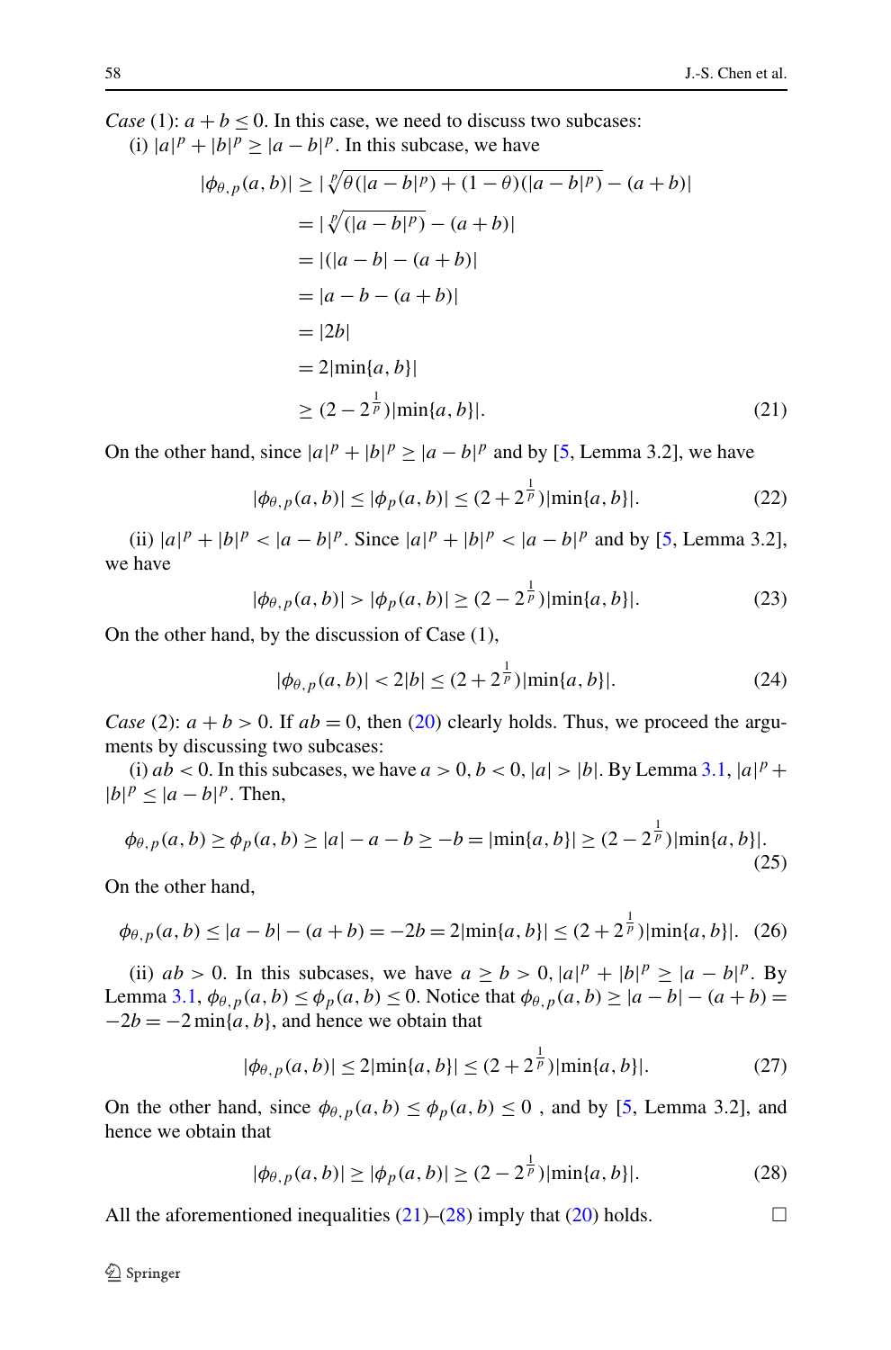*Case* (1): $a + b \leq 0$. In this case, we need to discuss two subcases:

(i) $|a|^p + |b|^p \geq |a - b|^p$. In this subcase, we have

$$
\begin{aligned}
|\phi_{\theta,p}(a,b)| &\geq |\sqrt[p]{\theta(|a-b|^p) + (1-\theta)(|a-b|^p)} - (a+b)| \\
&= |\sqrt[p]{(|a-b|^p)} - (a+b)| \\
&= |(|a-b| - (a+b)| \\
&= |a - b - (a+b)| \\
&= |2b| \\
&= 2|\min\{a,b\}| \\
&\geq (2 - 2^{\frac{1}{p}})|\min\{a,b\}|. 
\end{aligned}
\tag{21}
$$

On the other hand, since $|a|^p + |b|^p \geq |a - b|^p$ and by [5, Lemma 3.2], we have

$$
|\phi_{\theta,p}(a,b)| \leq |\phi_p(a,b)| \leq (2 + 2^{\frac{1}{p}})|\min\{a,b\}|. \tag{22}
$$

(ii) $|a|^p + |b|^p < |a - b|^p$. Since $|a|^p + |b|^p < |a - b|^p$ and by [5, Lemma 3.2], we have

$$
|\phi_{\theta,p}(a,b)| > |\phi_p(a,b)| \geq (2 - 2^{\frac{1}{p}})|\min\{a,b\}|. \tag{23}
$$

On the other hand, by the discussion of Case (1),

$$
|\phi_{\theta,p}(a,b)| < 2|b| \leq (2 + 2^{\frac{1}{p}})|\min\{a,b\}|. \tag{24}
$$

*Case* (2): $a + b > 0$. If $ab = 0$, then (20) clearly holds. Thus, we proceed the arguments by discussing two subcases:

(i) $ab < 0$. In this subcases, we have $a > 0, b < 0, |a| > |b|$. By Lemma 3.1, $|a|^p + |b|^p \leq |a - b|^p$. Then,

$$
\phi_{\theta,p}(a,b) \geq \phi_p(a,b) \geq |a| - a - b \geq -b = |\min\{a,b\}| \geq (2 - 2^{\frac{1}{p}})|\min\{a,b\}|. \tag{25}
$$

On the other hand,

$$
\phi_{\theta,p}(a,b) \leq |a-b| - (a+b) = -2b = 2|\min\{a,b\}| \leq (2 + 2^{\frac{1}{p}})|\min\{a,b\}|. \tag{26}
$$

(ii) $ab > 0$. In this subcases, we have $a \geq b > 0, |a|^p + |b|^p \geq |a - b|^p$. By Lemma 3.1, $\phi_{\theta,p}(a,b) \leq \phi_p(a,b) \leq 0$. Notice that $\phi_{\theta,p}(a,b) \geq |a-b| - (a+b) = -2b = -2\min\{a,b\}$, and hence we obtain that

$$
|\phi_{\theta,p}(a,b)| \leq 2|\min\{a,b\}| \leq (2 + 2^{\frac{1}{p}})|\min\{a,b\}|. \tag{27}
$$

On the other hand, since $\phi_{\theta,p}(a,b) \leq \phi_p(a,b) \leq 0$ , and by [5, Lemma 3.2], and hence we obtain that

$$
|\phi_{\theta,p}(a,b)| \geq |\phi_p(a,b)| \geq (2 - 2^{\frac{1}{p}})|\min\{a,b\}|. \tag{28}
$$

All the aforementioned inequalities (21)–(28) imply that (20) holds. □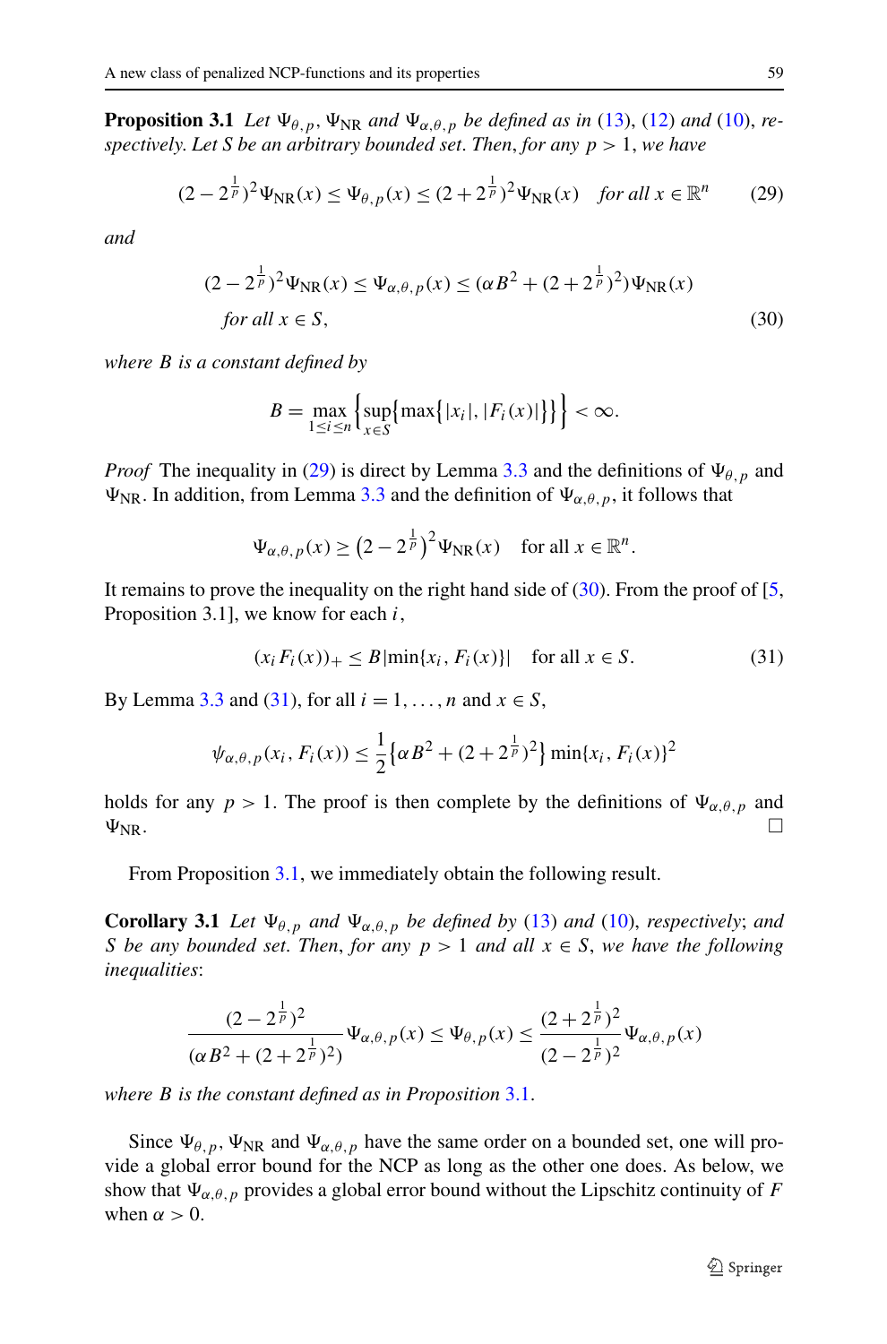**Proposition 3.1** *Let $\Psi_{\theta,p}$, $\Psi_{\rm NR}$ and $\Psi_{\alpha,\theta,p}$ be defined as in (13), (12) and (10), respectively. Let $S$ be an arbitrary bounded set. Then, for any $p>1$, we have*

$$(2-2^{\frac{1}{p}})^2\Psi_{\rm NR}(x) \le \Psi_{\theta,p}(x) \le (2+2^{\frac{1}{p}})^2\Psi_{\rm NR}(x) \quad \text{for all } x\in\mathbb{R}^n \tag{29}$$

*and*

$$(2-2^{\frac{1}{p}})^2\Psi_{\rm NR}(x) \le \Psi_{\alpha,\theta,p}(x) \le (\alpha B^2 + (2+2^{\frac{1}{p}})^2)\Psi_{\rm NR}(x) \quad \text{for all } x\in S, \tag{30}$$

*where $B$ is a constant defined by*

$$B = \max_{1\le i\le n}\Big\{\sup_{x\in S}\big\{\max\{|x_i|, |F_i(x)|\}\big\}\Big\} < \infty.$$

*Proof* The inequality in (29) is direct by Lemma 3.3 and the definitions of $\Psi_{\theta,p}$ and $\Psi_{\rm NR}$. In addition, from Lemma 3.3 and the definition of $\Psi_{\alpha,\theta,p}$, it follows that

$$\Psi_{\alpha,\theta,p}(x) \ge \big(2-2^{\frac{1}{p}}\big)^2\Psi_{\rm NR}(x) \quad \text{for all } x\in\mathbb{R}^n.$$

It remains to prove the inequality on the right hand side of (30). From the proof of [5, Proposition 3.1], we know for each $i$,

$$(x_iF_i(x))_+ \le B|\min\{x_i, F_i(x)\}| \quad \text{for all } x\in S. \tag{31}$$

By Lemma 3.3 and (31), for all $i=1,\ldots,n$ and $x\in S$,

$$\psi_{\alpha,\theta,p}(x_i, F_i(x)) \le \frac{1}{2}\big\{\alpha B^2 + (2+2^{\frac{1}{p}})^2\big\}\min\{x_i, F_i(x)\}^2$$

holds for any $p>1$. The proof is then complete by the definitions of $\Psi_{\alpha,\theta,p}$ and $\Psi_{\rm NR}$. □

From Proposition 3.1, we immediately obtain the following result.

**Corollary 3.1** *Let $\Psi_{\theta,p}$ and $\Psi_{\alpha,\theta,p}$ be defined by (13) and (10), respectively; and $S$ be any bounded set. Then, for any $p>1$ and all $x\in S$, we have the following inequalities*:

$$\frac{(2-2^{\frac{1}{p}})^2}{(\alpha B^2 + (2+2^{\frac{1}{p}})^2)}\Psi_{\alpha,\theta,p}(x) \le \Psi_{\theta,p}(x) \le \frac{(2+2^{\frac{1}{p}})^2}{(2-2^{\frac{1}{p}})^2}\Psi_{\alpha,\theta,p}(x)$$

*where $B$ is the constant defined as in Proposition 3.1.*

Since $\Psi_{\theta,p}$, $\Psi_{\rm NR}$ and $\Psi_{\alpha,\theta,p}$ have the same order on a bounded set, one will provide a global error bound for the NCP as long as the other one does. As below, we show that $\Psi_{\alpha,\theta,p}$ provides a global error bound without the Lipschitz continuity of $F$ when $\alpha>0$.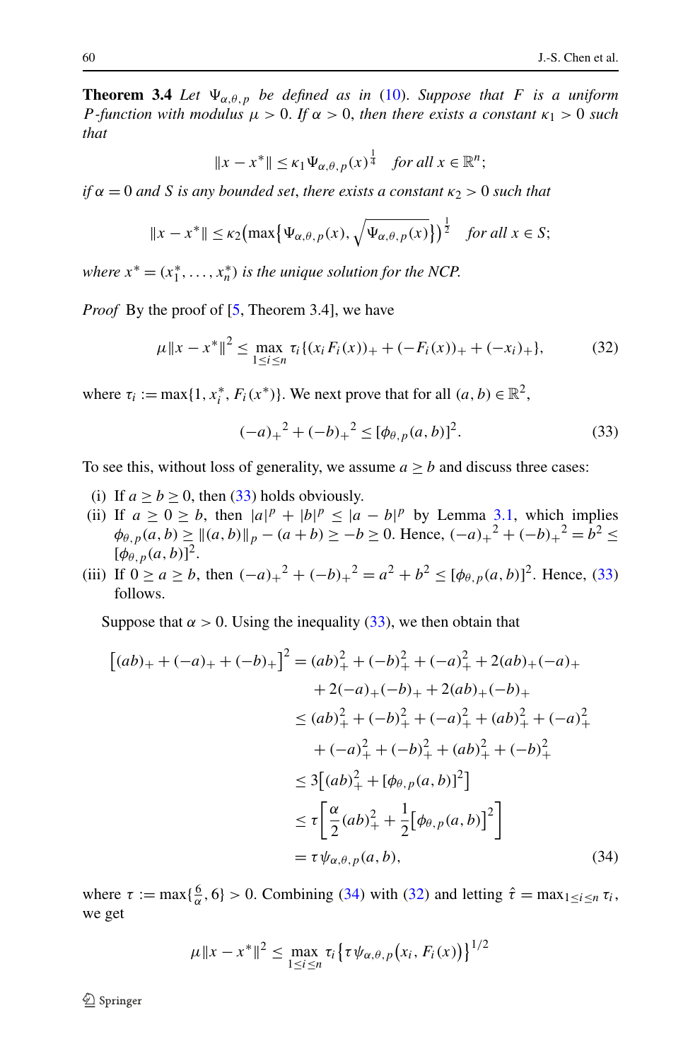**Theorem 3.4** *Let $\Psi_{\alpha,\theta,p}$ be defined as in (10). Suppose that $F$ is a uniform $P$-function with modulus $\mu > 0$. If $\alpha > 0$, then there exists a constant $\kappa_1 > 0$ such that*

$$\|x - x^*\| \le \kappa_1 \Psi_{\alpha,\theta,p}(x)^{\frac{1}{4}} \quad \text{for all } x \in \mathbb{R}^n;$$

*if $\alpha = 0$ and $S$ is any bounded set, there exists a constant $\kappa_2 > 0$ such that*

$$\|x - x^*\| \le \kappa_2 \big(\max\big\{\Psi_{\alpha,\theta,p}(x), \sqrt{\Psi_{\alpha,\theta,p}(x)}\big\}\big)^{\frac{1}{2}} \quad \text{for all } x \in S;$$

*where $x^* = (x_1^*, \ldots, x_n^*)$ is the unique solution for the NCP.*

*Proof* By the proof of [5, Theorem 3.4], we have

$$\mu\|x - x^*\|^2 \le \max_{1\le i\le n} \tau_i\{(x_i F_i(x))_+ + (-F_i(x))_+ + (-x_i)_+\}, \tag{32}$$

where $\tau_i := \max\{1, x_i^*, F_i(x^*)\}$. We next prove that for all $(a,b) \in \mathbb{R}^2$,

$$(-a)_+{}^2 + (-b)_+{}^2 \le [\phi_{\theta,p}(a,b)]^2. \tag{33}$$

To see this, without loss of generality, we assume $a \ge b$ and discuss three cases:

(i) If $a \ge b \ge 0$, then (33) holds obviously.

(ii) If $a \ge 0 \ge b$, then $|a|^p + |b|^p \le |a-b|^p$ by Lemma 3.1, which implies $\phi_{\theta,p}(a,b) \ge \|(a,b)\|_p - (a+b) \ge -b \ge 0$. Hence, $(-a)_+{}^2 + (-b)_+{}^2 = b^2 \le [\phi_{\theta,p}(a,b)]^2$.

(iii) If $0 \ge a \ge b$, then $(-a)_+{}^2 + (-b)_+{}^2 = a^2 + b^2 \le [\phi_{\theta,p}(a,b)]^2$. Hence, (33) follows.

Suppose that $\alpha > 0$. Using the inequality (33), we then obtain that

$$\begin{aligned}
\big[(ab)_+ + (-a)_+ + (-b)_+\big]^2 &= (ab)_+^2 + (-b)_+^2 + (-a)_+^2 + 2(ab)_+(-a)_+ \\
&\quad + 2(-a)_+(-b)_+ + 2(ab)_+(-b)_+ \\
&\le (ab)_+^2 + (-b)_+^2 + (-a)_+^2 + (ab)_+^2 + (-a)_+^2 \\
&\quad + (-a)_+^2 + (-b)_+^2 + (ab)_+^2 + (-b)_+^2 \\
&\le 3\big[(ab)_+^2 + [\phi_{\theta,p}(a,b)]^2\big] \\
&\le \tau\left[\frac{\alpha}{2}(ab)_+^2 + \frac{1}{2}\big[\phi_{\theta,p}(a,b)\big]^2\right] \\
&= \tau\psi_{\alpha,\theta,p}(a,b),
\end{aligned} \tag{34}$$

where $\tau := \max\{\frac{6}{\alpha}, 6\} > 0$. Combining (34) with (32) and letting $\hat{\tau} = \max_{1\le i\le n} \tau_i$, we get

$$\mu\|x - x^*\|^2 \le \max_{1\le i\le n} \tau_i\big\{\tau\psi_{\alpha,\theta,p}\big(x_i, F_i(x)\big)\big\}^{1/2}$$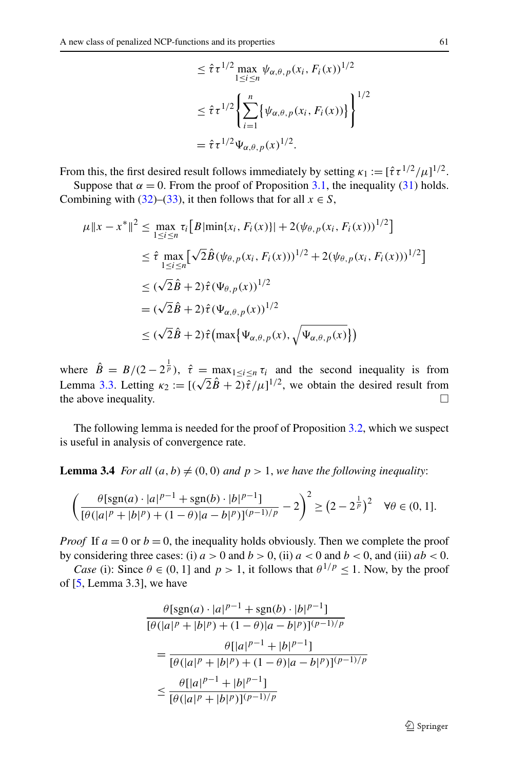$$
\begin{aligned}
&\leq \hat{\tau}\tau^{1/2} \max_{1\leq i\leq n} \psi_{\alpha,\theta,p}(x_i, F_i(x))^{1/2} \\
&\leq \hat{\tau}\tau^{1/2} \left\{ \sum_{i=1}^{n} \{\psi_{\alpha,\theta,p}(x_i, F_i(x))\} \right\}^{1/2} \\
&= \hat{\tau}\tau^{1/2} \Psi_{\alpha,\theta,p}(x)^{1/2}.
\end{aligned}
$$

From this, the first desired result follows immediately by setting $\kappa_1 := [\hat{\tau}\tau^{1/2}/\mu]^{1/2}$.

Suppose that $\alpha = 0$. From the proof of Proposition 3.1, the inequality (31) holds. Combining with (32)–(33), it then follows that for all $x \in S$,

$$
\begin{aligned}
\mu\|x - x^*\|^2 &\leq \max_{1\leq i\leq n} \tau_i \big[B|\min\{x_i, F_i(x)\}| + 2(\psi_{\theta,p}(x_i, F_i(x)))^{1/2}\big] \\
&\leq \hat{\tau} \max_{1\leq i\leq n} \big[\sqrt{2}\hat{B}(\psi_{\theta,p}(x_i, F_i(x)))^{1/2} + 2(\psi_{\theta,p}(x_i, F_i(x)))^{1/2}\big] \\
&\leq (\sqrt{2}\hat{B} + 2)\hat{\tau}(\Psi_{\theta,p}(x))^{1/2} \\
&= (\sqrt{2}\hat{B} + 2)\hat{\tau}(\Psi_{\alpha,\theta,p}(x))^{1/2} \\
&\leq (\sqrt{2}\hat{B} + 2)\hat{\tau}\big(\max\big\{\Psi_{\alpha,\theta,p}(x), \sqrt{\Psi_{\alpha,\theta,p}(x)}\big\}\big)
\end{aligned}
$$

where $\hat{B} = B/(2 - 2^{\frac{1}{p}})$, $\hat{\tau} = \max_{1\leq i\leq n} \tau_i$ and the second inequality is from Lemma 3.3. Letting $\kappa_2 := [(\sqrt{2}\hat{B} + 2)\hat{\tau}/\mu]^{1/2}$, we obtain the desired result from the above inequality. $\square$

The following lemma is needed for the proof of Proposition 3.2, which we suspect is useful in analysis of convergence rate.

**Lemma 3.4** *For all $(a, b) \neq (0, 0)$ and $p > 1$, we have the following inequality*:

$$
\left( \frac{\theta[\mathrm{sgn}(a) \cdot |a|^{p-1} + \mathrm{sgn}(b) \cdot |b|^{p-1}]}{[\theta(|a|^p + |b|^p) + (1-\theta)|a - b|^p)]^{(p-1)/p}} - 2 \right)^2 \geq \big(2 - 2^{\frac{1}{p}}\big)^2 \quad \forall \theta \in (0, 1].
$$

*Proof* If $a = 0$ or $b = 0$, the inequality holds obviously. Then we complete the proof by considering three cases: (i) $a > 0$ and $b > 0$, (ii) $a < 0$ and $b < 0$, and (iii) $ab < 0$.

*Case* (i): Since $\theta \in (0, 1]$ and $p > 1$, it follows that $\theta^{1/p} \leq 1$. Now, by the proof of [5, Lemma 3.3], we have

$$
\begin{aligned}
&\frac{\theta[\mathrm{sgn}(a) \cdot |a|^{p-1} + \mathrm{sgn}(b) \cdot |b|^{p-1}]}{[\theta(|a|^p + |b|^p) + (1-\theta)|a - b|^p)]^{(p-1)/p}} \\
&= \frac{\theta[|a|^{p-1} + |b|^{p-1}]}{[\theta(|a|^p + |b|^p) + (1-\theta)|a - b|^p)]^{(p-1)/p}} \\
&\leq \frac{\theta[|a|^{p-1} + |b|^{p-1}]}{[\theta(|a|^p + |b|^p)]^{(p-1)/p}}
\end{aligned}
$$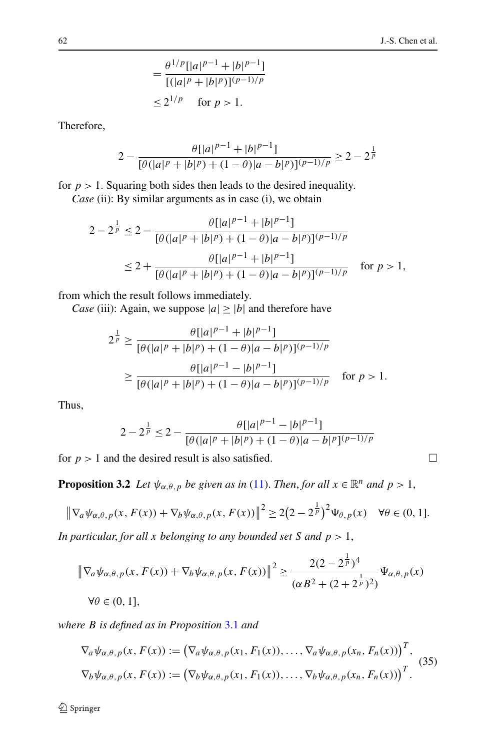$$
\begin{aligned}
&= \frac{\theta^{1/p}[|a|^{p-1} + |b|^{p-1}]}{[(|a|^p + |b|^p)]^{(p-1)/p}} \\
&\leq 2^{1/p} \quad \text{for } p > 1.
\end{aligned}
$$

Therefore,

$$
2 - \frac{\theta[|a|^{p-1} + |b|^{p-1}]}{[\theta(|a|^p + |b|^p) + (1-\theta)|a-b|^p)]^{(p-1)/p}} \geq 2 - 2^{\frac{1}{p}}
$$

for $p > 1$. Squaring both sides then leads to the desired inequality.

*Case* (ii): By similar arguments as in case (i), we obtain

$$
\begin{aligned}
2 - 2^{\frac{1}{p}} &\leq 2 - \frac{\theta[|a|^{p-1} + |b|^{p-1}]}{[\theta(|a|^p + |b|^p) + (1-\theta)|a-b|^p)]^{(p-1)/p}} \\
&\leq 2 + \frac{\theta[|a|^{p-1} + |b|^{p-1}]}{[\theta(|a|^p + |b|^p) + (1-\theta)|a-b|^p)]^{(p-1)/p}} \quad \text{for } p > 1,
\end{aligned}
$$

from which the result follows immediately.

*Case* (iii): Again, we suppose $|a| \geq |b|$ and therefore have

$$
\begin{aligned}
2^{\frac{1}{p}} &\geq \frac{\theta[|a|^{p-1} + |b|^{p-1}]}{[\theta(|a|^p + |b|^p) + (1-\theta)|a-b|^p)]^{(p-1)/p}} \\
&\geq \frac{\theta[|a|^{p-1} - |b|^{p-1}]}{[\theta(|a|^p + |b|^p) + (1-\theta)|a-b|^p)]^{(p-1)/p}} \quad \text{for } p > 1.
\end{aligned}
$$

Thus,

$$
2 - 2^{\frac{1}{p}} \leq 2 - \frac{\theta[|a|^{p-1} - |b|^{p-1}]}{[\theta(|a|^p + |b|^p) + (1-\theta)|a-b|^p]^{(p-1)/p}}
$$

for $p > 1$ and the desired result is also satisfied. □

**Proposition 3.2** *Let $\psi_{\alpha,\theta,p}$ be given as in (11). Then, for all $x \in \mathbb{R}^n$ and $p > 1$,*

$$
\left\| \nabla_a \psi_{\alpha,\theta,p}(x, F(x)) + \nabla_b \psi_{\alpha,\theta,p}(x, F(x)) \right\|^2 \geq 2\big(2 - 2^{\frac{1}{p}}\big)^2 \Psi_{\theta,p}(x) \quad \forall \theta \in (0, 1].
$$

*In particular, for all $x$ belonging to any bounded set $S$ and $p > 1$,*

$$
\begin{aligned}
&\left\| \nabla_a \psi_{\alpha,\theta,p}(x, F(x)) + \nabla_b \psi_{\alpha,\theta,p}(x, F(x)) \right\|^2 \geq \frac{2(2 - 2^{\frac{1}{p}})^4}{(\alpha B^2 + (2 + 2^{\frac{1}{p}})^2)} \Psi_{\alpha,\theta,p}(x) \\
&\quad \forall \theta \in (0, 1],
\end{aligned}
$$

*where $B$ is defined as in Proposition 3.1 and*

$$
\begin{aligned}
\nabla_a \psi_{\alpha,\theta,p}(x, F(x)) &:= \big(\nabla_a \psi_{\alpha,\theta,p}(x_1, F_1(x)), \ldots, \nabla_a \psi_{\alpha,\theta,p}(x_n, F_n(x))\big)^T, \\
\nabla_b \psi_{\alpha,\theta,p}(x, F(x)) &:= \big(\nabla_b \psi_{\alpha,\theta,p}(x_1, F_1(x)), \ldots, \nabla_b \psi_{\alpha,\theta,p}(x_n, F_n(x))\big)^T.
\end{aligned} \tag{35}
$$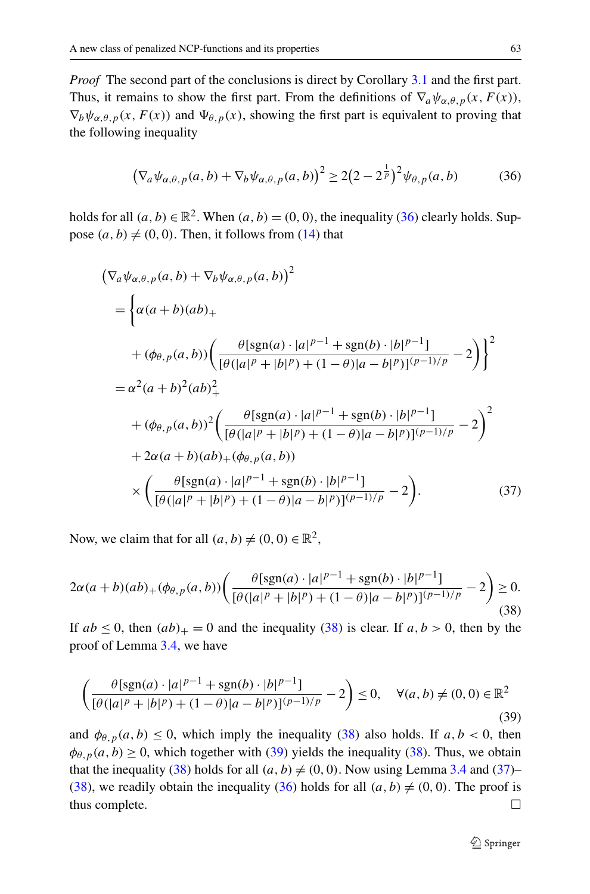*Proof* The second part of the conclusions is direct by Corollary 3.1 and the first part. Thus, it remains to show the first part. From the definitions of $\nabla_a \psi_{\alpha,\theta,p}(x, F(x))$, $\nabla_b \psi_{\alpha,\theta,p}(x, F(x))$ and $\Psi_{\theta,p}(x)$, showing the first part is equivalent to proving that the following inequality

$$\left(\nabla_a \psi_{\alpha,\theta,p}(a,b) + \nabla_b \psi_{\alpha,\theta,p}(a,b)\right)^2 \geq 2\left(2 - 2^{\frac{1}{p}}\right)^2 \psi_{\theta,p}(a,b) \tag{36}$$

holds for all $(a,b) \in \mathbb{R}^2$. When $(a,b) = (0,0)$, the inequality (36) clearly holds. Suppose $(a,b) \neq (0,0)$. Then, it follows from (14) that

$$\begin{aligned}
&\left(\nabla_a \psi_{\alpha,\theta,p}(a,b) + \nabla_b \psi_{\alpha,\theta,p}(a,b)\right)^2 \\
&= \Bigg\{\alpha(a+b)(ab)_+ \\
&\quad + (\phi_{\theta,p}(a,b))\left(\frac{\theta[\operatorname{sgn}(a)\cdot|a|^{p-1} + \operatorname{sgn}(b)\cdot|b|^{p-1}]}{[\theta(|a|^p+|b|^p)+(1-\theta)|a-b|^p)]^{(p-1)/p}} - 2\right)\Bigg\}^2 \\
&= \alpha^2(a+b)^2(ab)_+^2 \\
&\quad + (\phi_{\theta,p}(a,b))^2\left(\frac{\theta[\operatorname{sgn}(a)\cdot|a|^{p-1} + \operatorname{sgn}(b)\cdot|b|^{p-1}]}{[\theta(|a|^p+|b|^p)+(1-\theta)|a-b|^p)]^{(p-1)/p}} - 2\right)^2 \\
&\quad + 2\alpha(a+b)(ab)_+(\phi_{\theta,p}(a,b)) \\
&\quad \times \left(\frac{\theta[\operatorname{sgn}(a)\cdot|a|^{p-1} + \operatorname{sgn}(b)\cdot|b|^{p-1}]}{[\theta(|a|^p+|b|^p)+(1-\theta)|a-b|^p)]^{(p-1)/p}} - 2\right).
\end{aligned} \tag{37}$$

Now, we claim that for all $(a,b) \neq (0,0) \in \mathbb{R}^2$,

$$2\alpha(a+b)(ab)_+(\phi_{\theta,p}(a,b))\left(\frac{\theta[\operatorname{sgn}(a)\cdot|a|^{p-1} + \operatorname{sgn}(b)\cdot|b|^{p-1}]}{[\theta(|a|^p+|b|^p)+(1-\theta)|a-b|^p)]^{(p-1)/p}} - 2\right) \geq 0. \tag{38}$$

If $ab \leq 0$, then $(ab)_+ = 0$ and the inequality (38) is clear. If $a, b > 0$, then by the proof of Lemma 3.4, we have

$$\left(\frac{\theta[\operatorname{sgn}(a)\cdot|a|^{p-1} + \operatorname{sgn}(b)\cdot|b|^{p-1}]}{[\theta(|a|^p+|b|^p)+(1-\theta)|a-b|^p)]^{(p-1)/p}} - 2\right) \leq 0, \quad \forall (a,b) \neq (0,0) \in \mathbb{R}^2 \tag{39}$$

and $\phi_{\theta,p}(a,b) \leq 0$, which imply the inequality (38) also holds. If $a, b < 0$, then $\phi_{\theta,p}(a,b) \geq 0$, which together with (39) yields the inequality (38). Thus, we obtain that the inequality (38) holds for all $(a,b) \neq (0,0)$. Now using Lemma 3.4 and (37)–(38), we readily obtain the inequality (36) holds for all $(a,b) \neq (0,0)$. The proof is thus complete. □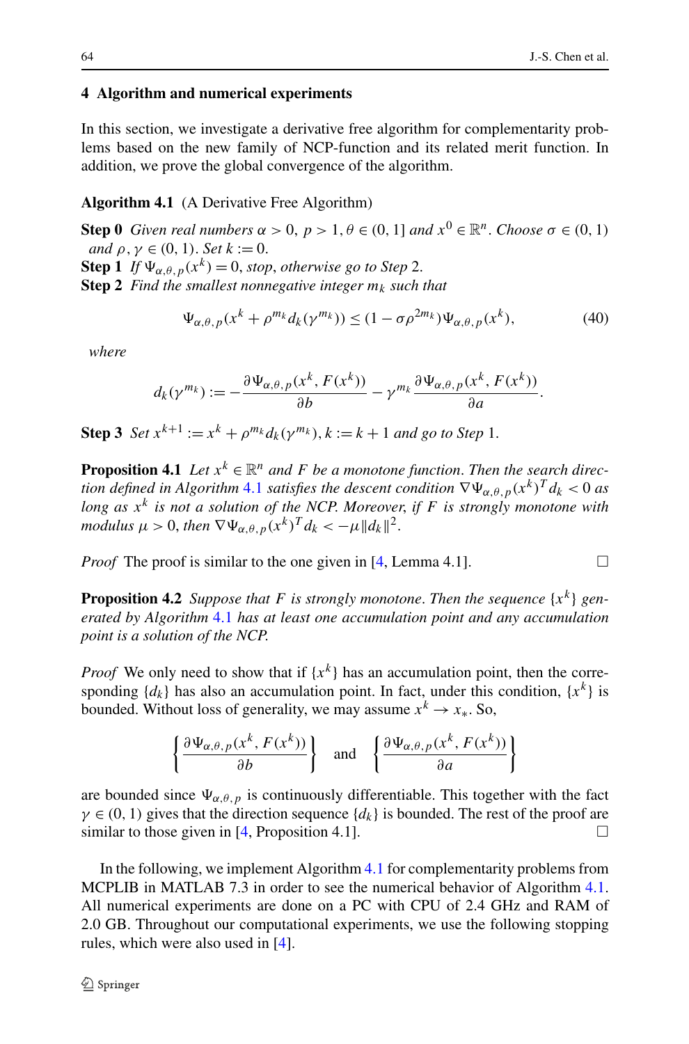## 4 Algorithm and numerical experiments

In this section, we investigate a derivative free algorithm for complementarity problems based on the new family of NCP-function and its related merit function. In addition, we prove the global convergence of the algorithm.

**Algorithm 4.1** (A Derivative Free Algorithm)

**Step 0** *Given real numbers* $\alpha > 0$, $p > 1$, $\theta \in (0,1]$ *and* $x^0 \in \mathbb{R}^n$. *Choose* $\sigma \in (0,1)$ *and* $\rho, \gamma \in (0,1)$. *Set* $k := 0$.

**Step 1** *If* $\Psi_{\alpha,\theta,p}(x^k) = 0$, *stop, otherwise go to Step* 2.

**Step 2** *Find the smallest nonnegative integer* $m_k$ *such that*

$$\Psi_{\alpha,\theta,p}(x^k + \rho^{m_k} d_k(\gamma^{m_k})) \leq (1 - \sigma\rho^{2m_k})\Psi_{\alpha,\theta,p}(x^k), \tag{40}$$

*where*

$$d_k(\gamma^{m_k}) := -\frac{\partial \Psi_{\alpha,\theta,p}(x^k, F(x^k))}{\partial b} - \gamma^{m_k}\frac{\partial \Psi_{\alpha,\theta,p}(x^k, F(x^k))}{\partial a}.$$

**Step 3** *Set* $x^{k+1} := x^k + \rho^{m_k} d_k(\gamma^{m_k})$, $k := k+1$ *and go to Step* 1.

**Proposition 4.1** *Let* $x^k \in \mathbb{R}^n$ *and* $F$ *be a monotone function. Then the search direction defined in Algorithm* 4.1 *satisfies the descent condition* $\nabla\Psi_{\alpha,\theta,p}(x^k)^T d_k < 0$ *as long as* $x^k$ *is not a solution of the NCP. Moreover, if* $F$ *is strongly monotone with modulus* $\mu > 0$, *then* $\nabla\Psi_{\alpha,\theta,p}(x^k)^T d_k < -\mu\|d_k\|^2$.

*Proof* The proof is similar to the one given in [4, Lemma 4.1]. □

**Proposition 4.2** *Suppose that* $F$ *is strongly monotone. Then the sequence* $\{x^k\}$ *generated by Algorithm* 4.1 *has at least one accumulation point and any accumulation point is a solution of the NCP.*

*Proof* We only need to show that if $\{x^k\}$ has an accumulation point, then the corresponding $\{d_k\}$ has also an accumulation point. In fact, under this condition, $\{x^k\}$ is bounded. Without loss of generality, we may assume $x^k \to x_*$. So,

$$\left\{\frac{\partial \Psi_{\alpha,\theta,p}(x^k, F(x^k))}{\partial b}\right\} \quad \text{and} \quad \left\{\frac{\partial \Psi_{\alpha,\theta,p}(x^k, F(x^k))}{\partial a}\right\}$$

are bounded since $\Psi_{\alpha,\theta,p}$ is continuously differentiable. This together with the fact $\gamma \in (0,1)$ gives that the direction sequence $\{d_k\}$ is bounded. The rest of the proof are similar to those given in [4, Proposition 4.1]. □

In the following, we implement Algorithm 4.1 for complementarity problems from MCPLIB in MATLAB 7.3 in order to see the numerical behavior of Algorithm 4.1. All numerical experiments are done on a PC with CPU of 2.4 GHz and RAM of 2.0 GB. Throughout our computational experiments, we use the following stopping rules, which were also used in [4].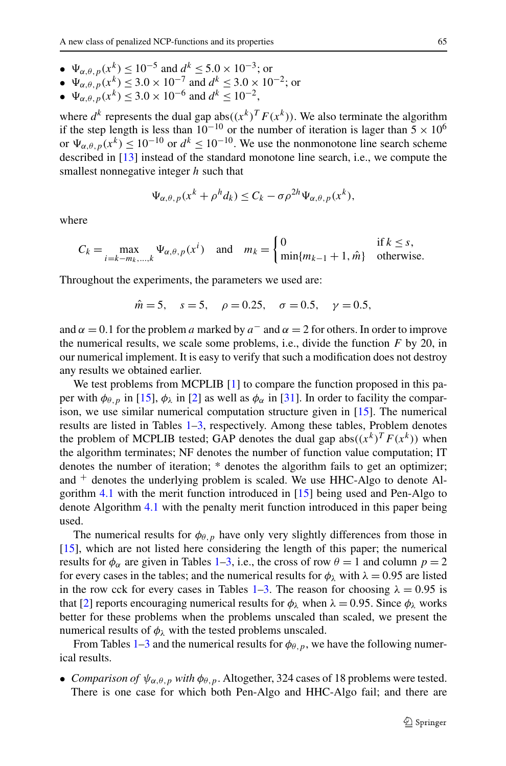- $\Psi_{\alpha,\theta,p}(x^k) \le 10^{-5}$ and $d^k \le 5.0 \times 10^{-3}$; or
- $\Psi_{\alpha,\theta,p}(x^k) \le 3.0 \times 10^{-7}$ and $d^k \le 3.0 \times 10^{-2}$; or
- $\Psi_{\alpha,\theta,p}(x^k) \le 3.0 \times 10^{-6}$ and $d^k \le 10^{-2}$,

where $d^k$ represents the dual gap $\mathrm{abs}((x^k)^T F(x^k))$. We also terminate the algorithm if the step length is less than $10^{-10}$ or the number of iteration is lager than $5 \times 10^6$ or $\Psi_{\alpha,\theta,p}(x^k) \le 10^{-10}$ or $d^k \le 10^{-10}$. We use the nonmonotone line search scheme described in [13] instead of the standard monotone line search, i.e., we compute the smallest nonnegative integer $h$ such that

$$\Psi_{\alpha,\theta,p}(x^k + \rho^h d_k) \le C_k - \sigma \rho^{2h} \Psi_{\alpha,\theta,p}(x^k),$$

where

$$C_k = \max_{i=k-m_k,\dots,k} \Psi_{\alpha,\theta,p}(x^i) \quad \text{and} \quad m_k = \begin{cases} 0 & \text{if } k \le s, \\ \min\{m_{k-1}+1, \hat{m}\} & \text{otherwise.} \end{cases}$$

Throughout the experiments, the parameters we used are:

$$\hat{m} = 5, \quad s = 5, \quad \rho = 0.25, \quad \sigma = 0.5, \quad \gamma = 0.5,$$

and $\alpha = 0.1$ for the problem $a$ marked by $a^-$ and $\alpha = 2$ for others. In order to improve the numerical results, we scale some problems, i.e., divide the function $F$ by 20, in our numerical implement. It is easy to verify that such a modification does not destroy any results we obtained earlier.

We test problems from MCPLIB [1] to compare the function proposed in this paper with $\phi_{\theta,p}$ in [15], $\phi_\lambda$ in [2] as well as $\phi_\alpha$ in [31]. In order to facility the comparison, we use similar numerical computation structure given in [15]. The numerical results are listed in Tables 1–3, respectively. Among these tables, Problem denotes the problem of MCPLIB tested; GAP denotes the dual gap $\mathrm{abs}((x^k)^T F(x^k))$ when the algorithm terminates; NF denotes the number of function value computation; IT denotes the number of iteration; * denotes the algorithm fails to get an optimizer; and $^+$ denotes the underlying problem is scaled. We use HHC-Algo to denote Algorithm 4.1 with the merit function introduced in [15] being used and Pen-Algo to denote Algorithm 4.1 with the penalty merit function introduced in this paper being used.

The numerical results for $\phi_{\theta,p}$ have only very slightly differences from those in [15], which are not listed here considering the length of this paper; the numerical results for $\phi_\alpha$ are given in Tables 1–3, i.e., the cross of row $\theta = 1$ and column $p = 2$ for every cases in the tables; and the numerical results for $\phi_\lambda$ with $\lambda = 0.95$ are listed in the row cck for every cases in Tables 1–3. The reason for choosing $\lambda = 0.95$ is that [2] reports encouraging numerical results for $\phi_\lambda$ when $\lambda = 0.95$. Since $\phi_\lambda$ works better for these problems when the problems unscaled than scaled, we present the numerical results of $\phi_\lambda$ with the tested problems unscaled.

From Tables 1–3 and the numerical results for $\phi_{\theta,p}$, we have the following numerical results.

- *Comparison of $\psi_{\alpha,\theta,p}$ with $\phi_{\theta,p}$*. Altogether, 324 cases of 18 problems were tested. There is one case for which both Pen-Algo and HHC-Algo fail; and there are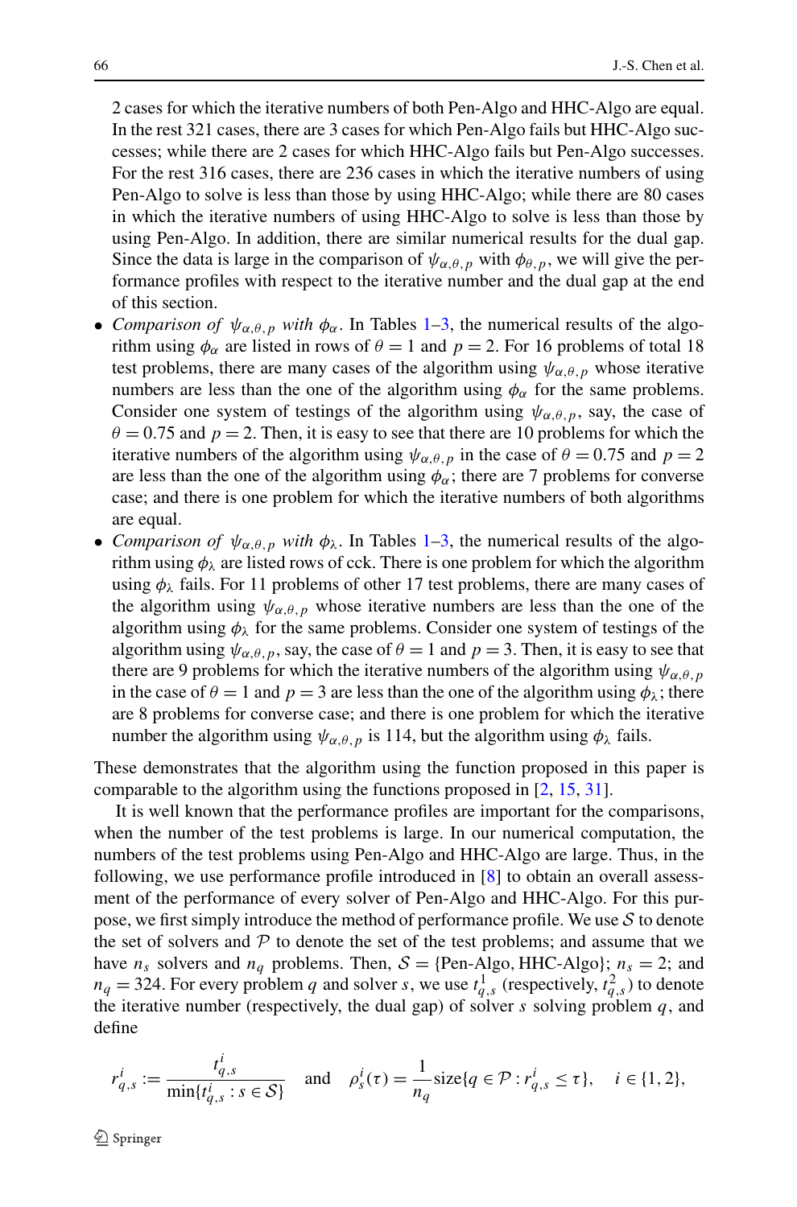2 cases for which the iterative numbers of both Pen-Algo and HHC-Algo are equal. In the rest 321 cases, there are 3 cases for which Pen-Algo fails but HHC-Algo successes; while there are 2 cases for which HHC-Algo fails but Pen-Algo successes. For the rest 316 cases, there are 236 cases in which the iterative numbers of using Pen-Algo to solve is less than those by using HHC-Algo; while there are 80 cases in which the iterative numbers of using HHC-Algo to solve is less than those by using Pen-Algo. In addition, there are similar numerical results for the dual gap. Since the data is large in the comparison of $\psi_{\alpha,\theta,p}$ with $\phi_{\theta,p}$, we will give the performance profiles with respect to the iterative number and the dual gap at the end of this section.

- *Comparison of* $\psi_{\alpha,\theta,p}$ *with* $\phi_\alpha$. In Tables 1–3, the numerical results of the algorithm using $\phi_\alpha$ are listed in rows of $\theta = 1$ and $p = 2$. For 16 problems of total 18 test problems, there are many cases of the algorithm using $\psi_{\alpha,\theta,p}$ whose iterative numbers are less than the one of the algorithm using $\phi_\alpha$ for the same problems. Consider one system of testings of the algorithm using $\psi_{\alpha,\theta,p}$, say, the case of $\theta = 0.75$ and $p = 2$. Then, it is easy to see that there are 10 problems for which the iterative numbers of the algorithm using $\psi_{\alpha,\theta,p}$ in the case of $\theta = 0.75$ and $p = 2$ are less than the one of the algorithm using $\phi_\alpha$; there are 7 problems for converse case; and there is one problem for which the iterative numbers of both algorithms are equal.
- *Comparison of* $\psi_{\alpha,\theta,p}$ *with* $\phi_\lambda$. In Tables 1–3, the numerical results of the algorithm using $\phi_\lambda$ are listed rows of cck. There is one problem for which the algorithm using $\phi_\lambda$ fails. For 11 problems of other 17 test problems, there are many cases of the algorithm using $\psi_{\alpha,\theta,p}$ whose iterative numbers are less than the one of the algorithm using $\phi_\lambda$ for the same problems. Consider one system of testings of the algorithm using $\psi_{\alpha,\theta,p}$, say, the case of $\theta = 1$ and $p = 3$. Then, it is easy to see that there are 9 problems for which the iterative numbers of the algorithm using $\psi_{\alpha,\theta,p}$ in the case of $\theta = 1$ and $p = 3$ are less than the one of the algorithm using $\phi_\lambda$; there are 8 problems for converse case; and there is one problem for which the iterative number the algorithm using $\psi_{\alpha,\theta,p}$ is 114, but the algorithm using $\phi_\lambda$ fails.

These demonstrates that the algorithm using the function proposed in this paper is comparable to the algorithm using the functions proposed in [2, 15, 31].

It is well known that the performance profiles are important for the comparisons, when the number of the test problems is large. In our numerical computation, the numbers of the test problems using Pen-Algo and HHC-Algo are large. Thus, in the following, we use performance profile introduced in [8] to obtain an overall assessment of the performance of every solver of Pen-Algo and HHC-Algo. For this purpose, we first simply introduce the method of performance profile. We use $\mathcal{S}$ to denote the set of solvers and $\mathcal{P}$ to denote the set of the test problems; and assume that we have $n_s$ solvers and $n_q$ problems. Then, $\mathcal{S} = \{\text{Pen-Algo}, \text{HHC-Algo}\}$; $n_s = 2$; and $n_q = 324$. For every problem $q$ and solver $s$, we use $t^1_{q,s}$ (respectively, $t^2_{q,s}$) to denote the iterative number (respectively, the dual gap) of solver $s$ solving problem $q$, and define

$$r^i_{q,s} := \frac{t^i_{q,s}}{\min\{t^i_{q,s} : s \in \mathcal{S}\}} \quad \text{and} \quad \rho^i_s(\tau) = \frac{1}{n_q}\text{size}\{q \in \mathcal{P} : r^i_{q,s} \le \tau\}, \quad i \in \{1, 2\},$$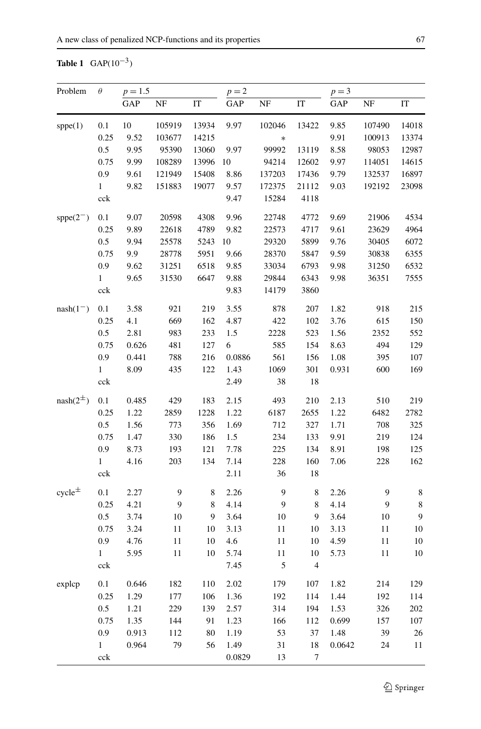**Table 1** GAP($10^{-3}$)

| Problem | $\theta$ | $p = 1.5$ | | | $p = 2$ | | | $p = 3$ | | |
|---|---|---|---|---|---|---|---|---|---|---|
| | | GAP | NF | IT | GAP | NF | IT | GAP | NF | IT |
| sppe(1) | 0.1 | 10 | 105919 | 13934 | 9.97 | 102046 | 13422 | 9.85 | 107490 | 14018 |
| | 0.25 | 9.52 | 103677 | 14215 | | * | | 9.91 | 100913 | 13374 |
| | 0.5 | 9.95 | 95390 | 13060 | 9.97 | 99992 | 13119 | 8.58 | 98053 | 12987 |
| | 0.75 | 9.99 | 108289 | 13996 | 10 | 94214 | 12602 | 9.97 | 114051 | 14615 |
| | 0.9 | 9.61 | 121949 | 15408 | 8.86 | 137203 | 17436 | 9.79 | 132537 | 16897 |
| | 1 | 9.82 | 151883 | 19077 | 9.57 | 172375 | 21112 | 9.03 | 192192 | 23098 |
| | cck | | | | 9.47 | 15284 | 4118 | | | |
| sppe($2^-$) | 0.1 | 9.07 | 20598 | 4308 | 9.96 | 22748 | 4772 | 9.69 | 21906 | 4534 |
| | 0.25 | 9.89 | 22618 | 4789 | 9.82 | 22573 | 4717 | 9.61 | 23629 | 4964 |
| | 0.5 | 9.94 | 25578 | 5243 | 10 | 29320 | 5899 | 9.76 | 30405 | 6072 |
| | 0.75 | 9.9 | 28778 | 5951 | 9.66 | 28370 | 5847 | 9.59 | 30838 | 6355 |
| | 0.9 | 9.62 | 31251 | 6518 | 9.85 | 33034 | 6793 | 9.98 | 31250 | 6532 |
| | 1 | 9.65 | 31530 | 6647 | 9.88 | 29844 | 6343 | 9.98 | 36351 | 7555 |
| | cck | | | | 9.83 | 14179 | 3860 | | | |
| nash($1^-$) | 0.1 | 3.58 | 921 | 219 | 3.55 | 878 | 207 | 1.82 | 918 | 215 |
| | 0.25 | 4.1 | 669 | 162 | 4.87 | 422 | 102 | 3.76 | 615 | 150 |
| | 0.5 | 2.81 | 983 | 233 | 1.5 | 2228 | 523 | 1.56 | 2352 | 552 |
| | 0.75 | 0.626 | 481 | 127 | 6 | 585 | 154 | 8.63 | 494 | 129 |
| | 0.9 | 0.441 | 788 | 216 | 0.0886 | 561 | 156 | 1.08 | 395 | 107 |
| | 1 | 8.09 | 435 | 122 | 1.43 | 1069 | 301 | 0.931 | 600 | 169 |
| | cck | | | | 2.49 | 38 | 18 | | | |
| nash($2^\pm$) | 0.1 | 0.485 | 429 | 183 | 2.15 | 493 | 210 | 2.13 | 510 | 219 |
| | 0.25 | 1.22 | 2859 | 1228 | 1.22 | 6187 | 2655 | 1.22 | 6482 | 2782 |
| | 0.5 | 1.56 | 773 | 356 | 1.69 | 712 | 327 | 1.71 | 708 | 325 |
| | 0.75 | 1.47 | 330 | 186 | 1.5 | 234 | 133 | 9.91 | 219 | 124 |
| | 0.9 | 8.73 | 193 | 121 | 7.78 | 225 | 134 | 8.91 | 198 | 125 |
| | 1 | 4.16 | 203 | 134 | 7.14 | 228 | 160 | 7.06 | 228 | 162 |
| | cck | | | | 2.11 | 36 | 18 | | | |
| cycle$^\pm$ | 0.1 | 2.27 | 9 | 8 | 2.26 | 9 | 8 | 2.26 | 9 | 8 |
| | 0.25 | 4.21 | 9 | 8 | 4.14 | 9 | 8 | 4.14 | 9 | 8 |
| | 0.5 | 3.74 | 10 | 9 | 3.64 | 10 | 9 | 3.64 | 10 | 9 |
| | 0.75 | 3.24 | 11 | 10 | 3.13 | 11 | 10 | 3.13 | 11 | 10 |
| | 0.9 | 4.76 | 11 | 10 | 4.6 | 11 | 10 | 4.59 | 11 | 10 |
| | 1 | 5.95 | 11 | 10 | 5.74 | 11 | 10 | 5.73 | 11 | 10 |
| | cck | | | | 7.45 | 5 | 4 | | | |
| explcp | 0.1 | 0.646 | 182 | 110 | 2.02 | 179 | 107 | 1.82 | 214 | 129 |
| | 0.25 | 1.29 | 177 | 106 | 1.36 | 192 | 114 | 1.44 | 192 | 114 |
| | 0.5 | 1.21 | 229 | 139 | 2.57 | 314 | 194 | 1.53 | 326 | 202 |
| | 0.75 | 1.35 | 144 | 91 | 1.23 | 166 | 112 | 0.699 | 157 | 107 |
| | 0.9 | 0.913 | 112 | 80 | 1.19 | 53 | 37 | 1.48 | 39 | 26 |
| | 1 | 0.964 | 79 | 56 | 1.49 | 31 | 18 | 0.0642 | 24 | 11 |
| | cck | | | | 0.0829 | 13 | 7 | | | |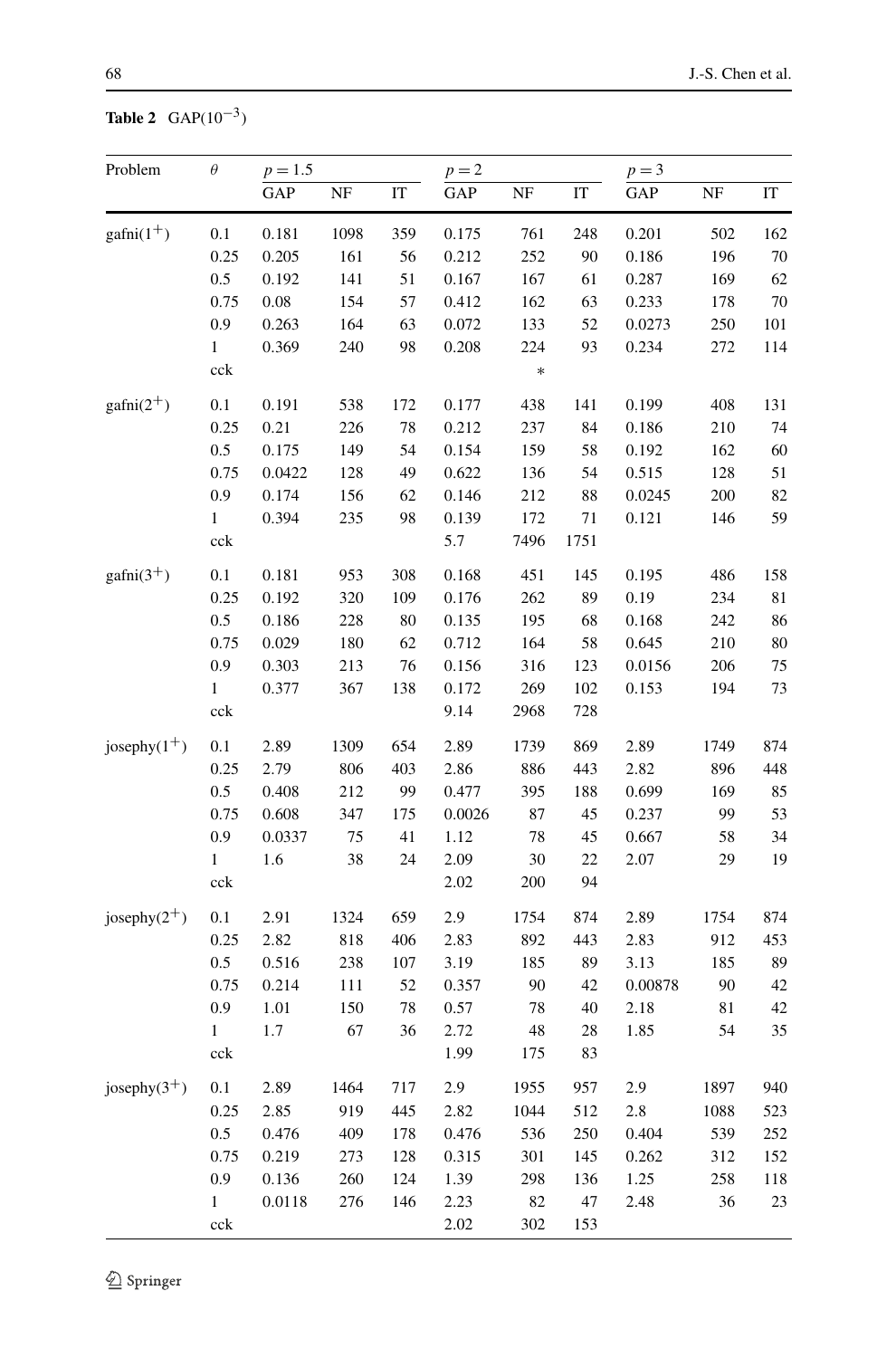**Table 2** GAP($10^{-3}$)

| Problem | $\theta$ | $p = 1.5$ | | | $p = 2$ | | | $p = 3$ | | |
|---|---|---|---|---|---|---|---|---|---|---|
| | | GAP | NF | IT | GAP | NF | IT | GAP | NF | IT |
| gafni($1^+$) | 0.1 | 0.181 | 1098 | 359 | 0.175 | 761 | 248 | 0.201 | 502 | 162 |
| | 0.25 | 0.205 | 161 | 56 | 0.212 | 252 | 90 | 0.186 | 196 | 70 |
| | 0.5 | 0.192 | 141 | 51 | 0.167 | 167 | 61 | 0.287 | 169 | 62 |
| | 0.75 | 0.08 | 154 | 57 | 0.412 | 162 | 63 | 0.233 | 178 | 70 |
| | 0.9 | 0.263 | 164 | 63 | 0.072 | 133 | 52 | 0.0273 | 250 | 101 |
| | 1 | 0.369 | 240 | 98 | 0.208 | 224 | 93 | 0.234 | 272 | 114 |
| | cck | | | | | * | | | | |
| gafni($2^+$) | 0.1 | 0.191 | 538 | 172 | 0.177 | 438 | 141 | 0.199 | 408 | 131 |
| | 0.25 | 0.21 | 226 | 78 | 0.212 | 237 | 84 | 0.186 | 210 | 74 |
| | 0.5 | 0.175 | 149 | 54 | 0.154 | 159 | 58 | 0.192 | 162 | 60 |
| | 0.75 | 0.0422 | 128 | 49 | 0.622 | 136 | 54 | 0.515 | 128 | 51 |
| | 0.9 | 0.174 | 156 | 62 | 0.146 | 212 | 88 | 0.0245 | 200 | 82 |
| | 1 | 0.394 | 235 | 98 | 0.139 | 172 | 71 | 0.121 | 146 | 59 |
| | cck | | | | 5.7 | 7496 | 1751 | | | |
| gafni($3^+$) | 0.1 | 0.181 | 953 | 308 | 0.168 | 451 | 145 | 0.195 | 486 | 158 |
| | 0.25 | 0.192 | 320 | 109 | 0.176 | 262 | 89 | 0.19 | 234 | 81 |
| | 0.5 | 0.186 | 228 | 80 | 0.135 | 195 | 68 | 0.168 | 242 | 86 |
| | 0.75 | 0.029 | 180 | 62 | 0.712 | 164 | 58 | 0.645 | 210 | 80 |
| | 0.9 | 0.303 | 213 | 76 | 0.156 | 316 | 123 | 0.0156 | 206 | 75 |
| | 1 | 0.377 | 367 | 138 | 0.172 | 269 | 102 | 0.153 | 194 | 73 |
| | cck | | | | 9.14 | 2968 | 728 | | | |
| josephy($1^+$) | 0.1 | 2.89 | 1309 | 654 | 2.89 | 1739 | 869 | 2.89 | 1749 | 874 |
| | 0.25 | 2.79 | 806 | 403 | 2.86 | 886 | 443 | 2.82 | 896 | 448 |
| | 0.5 | 0.408 | 212 | 99 | 0.477 | 395 | 188 | 0.699 | 169 | 85 |
| | 0.75 | 0.608 | 347 | 175 | 0.0026 | 87 | 45 | 0.237 | 99 | 53 |
| | 0.9 | 0.0337 | 75 | 41 | 1.12 | 78 | 45 | 0.667 | 58 | 34 |
| | 1 | 1.6 | 38 | 24 | 2.09 | 30 | 22 | 2.07 | 29 | 19 |
| | cck | | | | 2.02 | 200 | 94 | | | |
| josephy($2^+$) | 0.1 | 2.91 | 1324 | 659 | 2.9 | 1754 | 874 | 2.89 | 1754 | 874 |
| | 0.25 | 2.82 | 818 | 406 | 2.83 | 892 | 443 | 2.83 | 912 | 453 |
| | 0.5 | 0.516 | 238 | 107 | 3.19 | 185 | 89 | 3.13 | 185 | 89 |
| | 0.75 | 0.214 | 111 | 52 | 0.357 | 90 | 42 | 0.00878 | 90 | 42 |
| | 0.9 | 1.01 | 150 | 78 | 0.57 | 78 | 40 | 2.18 | 81 | 42 |
| | 1 | 1.7 | 67 | 36 | 2.72 | 48 | 28 | 1.85 | 54 | 35 |
| | cck | | | | 1.99 | 175 | 83 | | | |
| josephy($3^+$) | 0.1 | 2.89 | 1464 | 717 | 2.9 | 1955 | 957 | 2.9 | 1897 | 940 |
| | 0.25 | 2.85 | 919 | 445 | 2.82 | 1044 | 512 | 2.8 | 1088 | 523 |
| | 0.5 | 0.476 | 409 | 178 | 0.476 | 536 | 250 | 0.404 | 539 | 252 |
| | 0.75 | 0.219 | 273 | 128 | 0.315 | 301 | 145 | 0.262 | 312 | 152 |
| | 0.9 | 0.136 | 260 | 124 | 1.39 | 298 | 136 | 1.25 | 258 | 118 |
| | 1 | 0.0118 | 276 | 146 | 2.23 | 82 | 47 | 2.48 | 36 | 23 |
| | cck | | | | 2.02 | 302 | 153 | | | |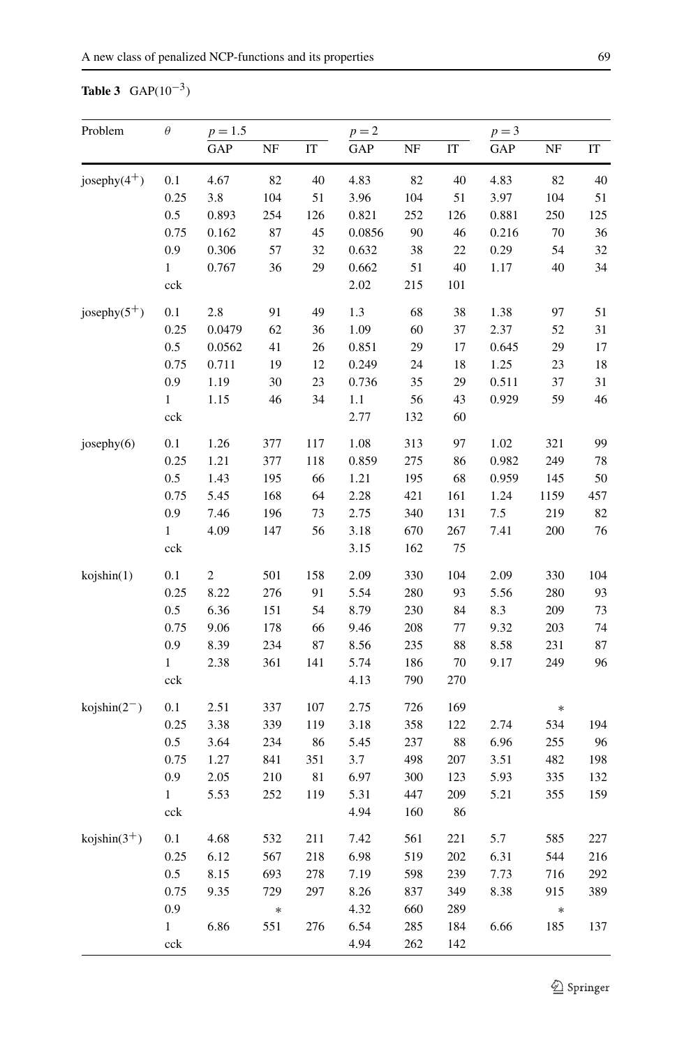**Table 3** GAP($10^{-3}$)

| Problem | $\theta$ | $p=1.5$ | | | $p=2$ | | | $p=3$ | | |
|---|---|---|---|---|---|---|---|---|---|---|
| | | GAP | NF | IT | GAP | NF | IT | GAP | NF | IT |
| josephy($4^+$) | 0.1 | 4.67 | 82 | 40 | 4.83 | 82 | 40 | 4.83 | 82 | 40 |
| | 0.25 | 3.8 | 104 | 51 | 3.96 | 104 | 51 | 3.97 | 104 | 51 |
| | 0.5 | 0.893 | 254 | 126 | 0.821 | 252 | 126 | 0.881 | 250 | 125 |
| | 0.75 | 0.162 | 87 | 45 | 0.0856 | 90 | 46 | 0.216 | 70 | 36 |
| | 0.9 | 0.306 | 57 | 32 | 0.632 | 38 | 22 | 0.29 | 54 | 32 |
| | 1 | 0.767 | 36 | 29 | 0.662 | 51 | 40 | 1.17 | 40 | 34 |
| | cck | | | | 2.02 | 215 | 101 | | | |
| josephy($5^+$) | 0.1 | 2.8 | 91 | 49 | 1.3 | 68 | 38 | 1.38 | 97 | 51 |
| | 0.25 | 0.0479 | 62 | 36 | 1.09 | 60 | 37 | 2.37 | 52 | 31 |
| | 0.5 | 0.0562 | 41 | 26 | 0.851 | 29 | 17 | 0.645 | 29 | 17 |
| | 0.75 | 0.711 | 19 | 12 | 0.249 | 24 | 18 | 1.25 | 23 | 18 |
| | 0.9 | 1.19 | 30 | 23 | 0.736 | 35 | 29 | 0.511 | 37 | 31 |
| | 1 | 1.15 | 46 | 34 | 1.1 | 56 | 43 | 0.929 | 59 | 46 |
| | cck | | | | 2.77 | 132 | 60 | | | |
| josephy(6) | 0.1 | 1.26 | 377 | 117 | 1.08 | 313 | 97 | 1.02 | 321 | 99 |
| | 0.25 | 1.21 | 377 | 118 | 0.859 | 275 | 86 | 0.982 | 249 | 78 |
| | 0.5 | 1.43 | 195 | 66 | 1.21 | 195 | 68 | 0.959 | 145 | 50 |
| | 0.75 | 5.45 | 168 | 64 | 2.28 | 421 | 161 | 1.24 | 1159 | 457 |
| | 0.9 | 7.46 | 196 | 73 | 2.75 | 340 | 131 | 7.5 | 219 | 82 |
| | 1 | 4.09 | 147 | 56 | 3.18 | 670 | 267 | 7.41 | 200 | 76 |
| | cck | | | | 3.15 | 162 | 75 | | | |
| kojshin(1) | 0.1 | 2 | 501 | 158 | 2.09 | 330 | 104 | 2.09 | 330 | 104 |
| | 0.25 | 8.22 | 276 | 91 | 5.54 | 280 | 93 | 5.56 | 280 | 93 |
| | 0.5 | 6.36 | 151 | 54 | 8.79 | 230 | 84 | 8.3 | 209 | 73 |
| | 0.75 | 9.06 | 178 | 66 | 9.46 | 208 | 77 | 9.32 | 203 | 74 |
| | 0.9 | 8.39 | 234 | 87 | 8.56 | 235 | 88 | 8.58 | 231 | 87 |
| | 1 | 2.38 | 361 | 141 | 5.74 | 186 | 70 | 9.17 | 249 | 96 |
| | cck | | | | 4.13 | 790 | 270 | | | |
| kojshin($2^-$) | 0.1 | 2.51 | 337 | 107 | 2.75 | 726 | 169 | | * | |
| | 0.25 | 3.38 | 339 | 119 | 3.18 | 358 | 122 | 2.74 | 534 | 194 |
| | 0.5 | 3.64 | 234 | 86 | 5.45 | 237 | 88 | 6.96 | 255 | 96 |
| | 0.75 | 1.27 | 841 | 351 | 3.7 | 498 | 207 | 3.51 | 482 | 198 |
| | 0.9 | 2.05 | 210 | 81 | 6.97 | 300 | 123 | 5.93 | 335 | 132 |
| | 1 | 5.53 | 252 | 119 | 5.31 | 447 | 209 | 5.21 | 355 | 159 |
| | cck | | | | 4.94 | 160 | 86 | | | |
| kojshin($3^+$) | 0.1 | 4.68 | 532 | 211 | 7.42 | 561 | 221 | 5.7 | 585 | 227 |
| | 0.25 | 6.12 | 567 | 218 | 6.98 | 519 | 202 | 6.31 | 544 | 216 |
| | 0.5 | 8.15 | 693 | 278 | 7.19 | 598 | 239 | 7.73 | 716 | 292 |
| | 0.75 | 9.35 | 729 | 297 | 8.26 | 837 | 349 | 8.38 | 915 | 389 |
| | 0.9 | | * | | 4.32 | 660 | 289 | | * | |
| | 1 | 6.86 | 551 | 276 | 6.54 | 285 | 184 | 6.66 | 185 | 137 |
| | cck | | | | 4.94 | 262 | 142 | | | |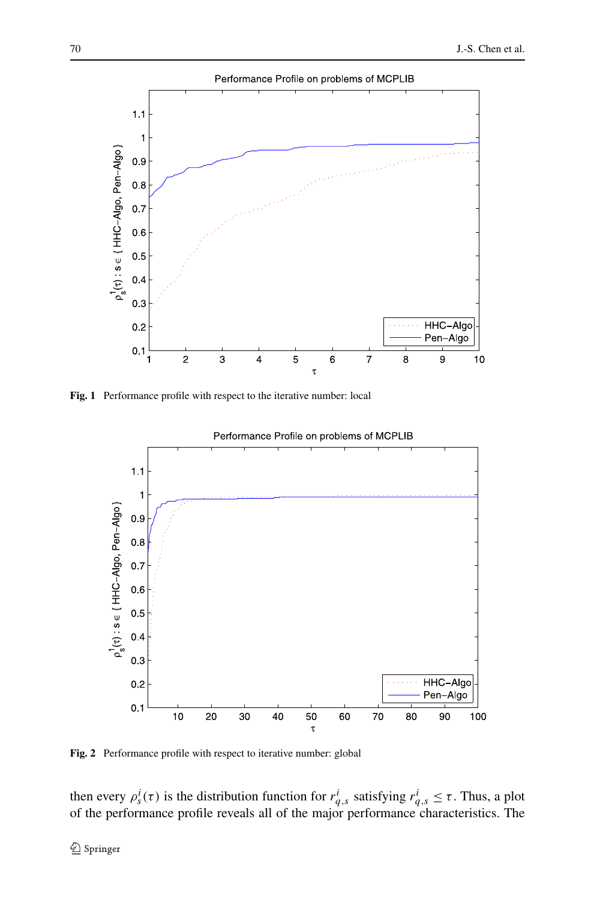Fig. 1 Performance profile with respect to the iterative number: local

Fig. 2 Performance profile with respect to iterative number: global

then every $\rho_s^i(\tau)$ is the distribution function for $r_{q,s}^i$ satisfying $r_{q,s}^i \leq \tau$. Thus, a plot of the performance profile reveals all of the major performance characteristics. The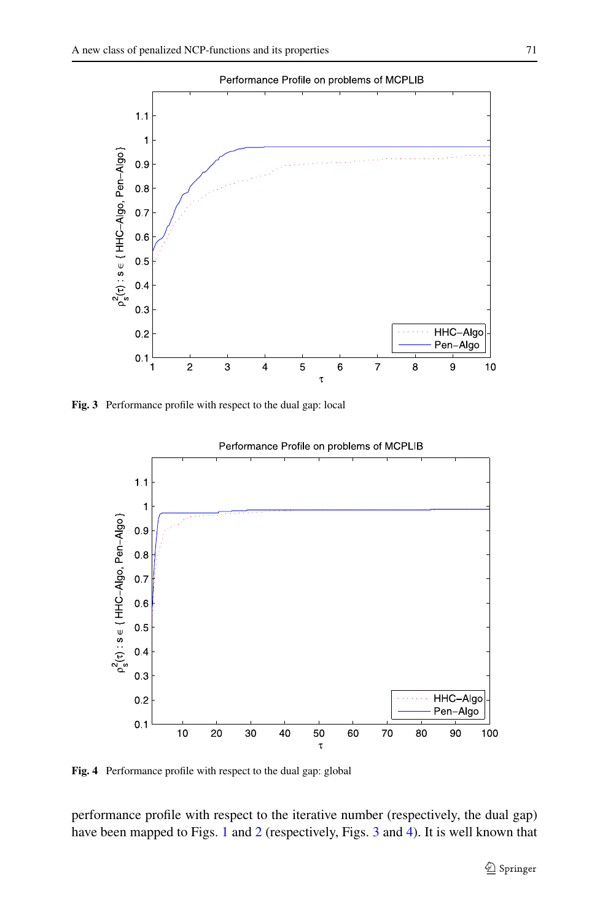**Fig. 3** Performance profile with respect to the dual gap: local

**Fig. 4** Performance profile with respect to the dual gap: global

performance profile with respect to the iterative number (respectively, the dual gap) have been mapped to Figs. 1 and 2 (respectively, Figs. 3 and 4). It is well known that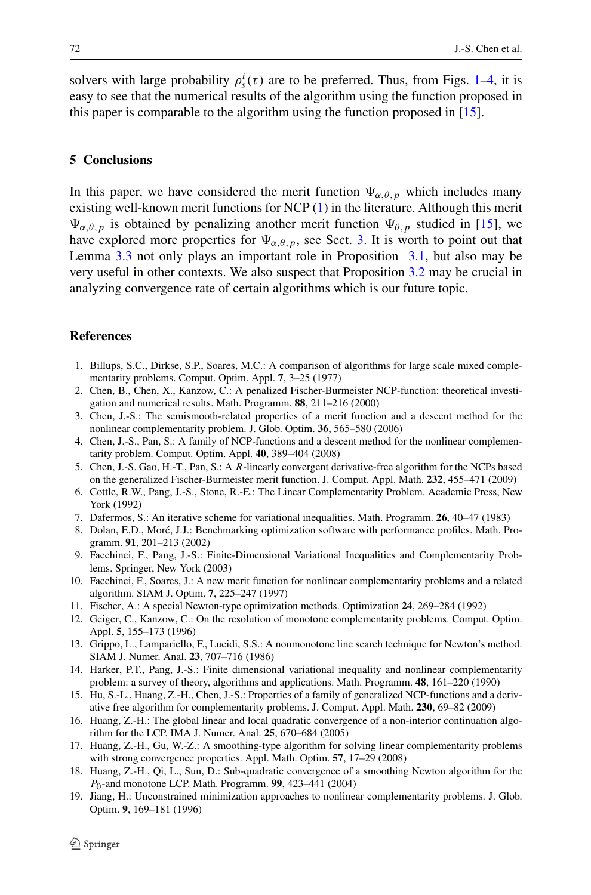solvers with large probability $\rho_s^i(\tau)$ are to be preferred. Thus, from Figs. 1–4, it is easy to see that the numerical results of the algorithm using the function proposed in this paper is comparable to the algorithm using the function proposed in [15].

## 5 Conclusions

In this paper, we have considered the merit function $\Psi_{\alpha,\theta,p}$ which includes many existing well-known merit functions for NCP (1) in the literature. Although this merit $\Psi_{\alpha,\theta,p}$ is obtained by penalizing another merit function $\Psi_{\theta,p}$ studied in [15], we have explored more properties for $\Psi_{\alpha,\theta,p}$, see Sect. 3. It is worth to point out that Lemma 3.3 not only plays an important role in Proposition 3.1, but also may be very useful in other contexts. We also suspect that Proposition 3.2 may be crucial in analyzing convergence rate of certain algorithms which is our future topic.

## References

1. Billups, S.C., Dirkse, S.P., Soares, M.C.: A comparison of algorithms for large scale mixed complementarity problems. Comput. Optim. Appl. **7**, 3–25 (1977)
2. Chen, B., Chen, X., Kanzow, C.: A penalized Fischer-Burmeister NCP-function: theoretical investigation and numerical results. Math. Programm. **88**, 211–216 (2000)
3. Chen, J.-S.: The semismooth-related properties of a merit function and a descent method for the nonlinear complementarity problem. J. Glob. Optim. **36**, 565–580 (2006)
4. Chen, J.-S., Pan, S.: A family of NCP-functions and a descent method for the nonlinear complementarity problem. Comput. Optim. Appl. **40**, 389–404 (2008)
5. Chen, J.-S. Gao, H.-T., Pan, S.: A $R$-linearly convergent derivative-free algorithm for the NCPs based on the generalized Fischer-Burmeister merit function. J. Comput. Appl. Math. **232**, 455–471 (2009)
6. Cottle, R.W., Pang, J.-S., Stone, R.-E.: The Linear Complementarity Problem. Academic Press, New York (1992)
7. Dafermos, S.: An iterative scheme for variational inequalities. Math. Programm. **26**, 40–47 (1983)
8. Dolan, E.D., Moré, J.J.: Benchmarking optimization software with performance profiles. Math. Programm. **91**, 201–213 (2002)
9. Facchinei, F., Pang, J.-S.: Finite-Dimensional Variational Inequalities and Complementarity Problems. Springer, New York (2003)
10. Facchinei, F., Soares, J.: A new merit function for nonlinear complementarity problems and a related algorithm. SIAM J. Optim. **7**, 225–247 (1997)
11. Fischer, A.: A special Newton-type optimization methods. Optimization **24**, 269–284 (1992)
12. Geiger, C., Kanzow, C.: On the resolution of monotone complementarity problems. Comput. Optim. Appl. **5**, 155–173 (1996)
13. Grippo, L., Lampariello, F., Lucidi, S.S.: A nonmonotone line search technique for Newton's method. SIAM J. Numer. Anal. **23**, 707–716 (1986)
14. Harker, P.T., Pang, J.-S.: Finite dimensional variational inequality and nonlinear complementarity problem: a survey of theory, algorithms and applications. Math. Programm. **48**, 161–220 (1990)
15. Hu, S.-L., Huang, Z.-H., Chen, J.-S.: Properties of a family of generalized NCP-functions and a derivative free algorithm for complementarity problems. J. Comput. Appl. Math. **230**, 69–82 (2009)
16. Huang, Z.-H.: The global linear and local quadratic convergence of a non-interior continuation algorithm for the LCP. IMA J. Numer. Anal. **25**, 670–684 (2005)
17. Huang, Z.-H., Gu, W.-Z.: A smoothing-type algorithm for solving linear complementarity problems with strong convergence properties. Appl. Math. Optim. **57**, 17–29 (2008)
18. Huang, Z.-H., Qi, L., Sun, D.: Sub-quadratic convergence of a smoothing Newton algorithm for the $P_0$-and monotone LCP. Math. Programm. **99**, 423–441 (2004)
19. Jiang, H.: Unconstrained minimization approaches to nonlinear complementarity problems. J. Glob. Optim. **9**, 169–181 (1996)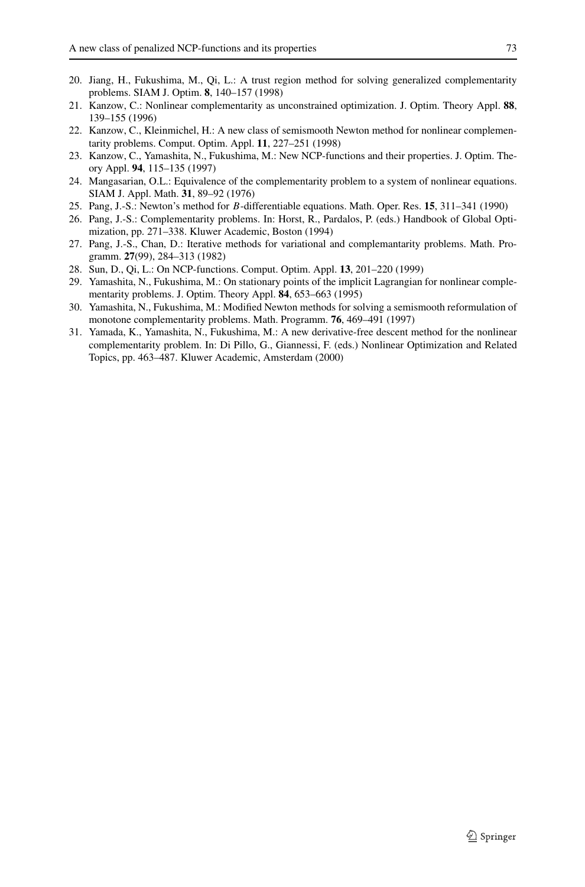20. Jiang, H., Fukushima, M., Qi, L.: A trust region method for solving generalized complementarity problems. SIAM J. Optim. **8**, 140–157 (1998)
21. Kanzow, C.: Nonlinear complementarity as unconstrained optimization. J. Optim. Theory Appl. **88**, 139–155 (1996)
22. Kanzow, C., Kleinmichel, H.: A new class of semismooth Newton method for nonlinear complementarity problems. Comput. Optim. Appl. **11**, 227–251 (1998)
23. Kanzow, C., Yamashita, N., Fukushima, M.: New NCP-functions and their properties. J. Optim. Theory Appl. **94**, 115–135 (1997)
24. Mangasarian, O.L.: Equivalence of the complementarity problem to a system of nonlinear equations. SIAM J. Appl. Math. **31**, 89–92 (1976)
25. Pang, J.-S.: Newton's method for $B$-differentiable equations. Math. Oper. Res. **15**, 311–341 (1990)
26. Pang, J.-S.: Complementarity problems. In: Horst, R., Pardalos, P. (eds.) Handbook of Global Optimization, pp. 271–338. Kluwer Academic, Boston (1994)
27. Pang, J.-S., Chan, D.: Iterative methods for variational and complemantarity problems. Math. Programm. **27**(99), 284–313 (1982)
28. Sun, D., Qi, L.: On NCP-functions. Comput. Optim. Appl. **13**, 201–220 (1999)
29. Yamashita, N., Fukushima, M.: On stationary points of the implicit Lagrangian for nonlinear complementarity problems. J. Optim. Theory Appl. **84**, 653–663 (1995)
30. Yamashita, N., Fukushima, M.: Modified Newton methods for solving a semismooth reformulation of monotone complementarity problems. Math. Programm. **76**, 469–491 (1997)
31. Yamada, K., Yamashita, N., Fukushima, M.: A new derivative-free descent method for the nonlinear complementarity problem. In: Di Pillo, G., Giannessi, F. (eds.) Nonlinear Optimization and Related Topics, pp. 463–487. Kluwer Academic, Amsterdam (2000)